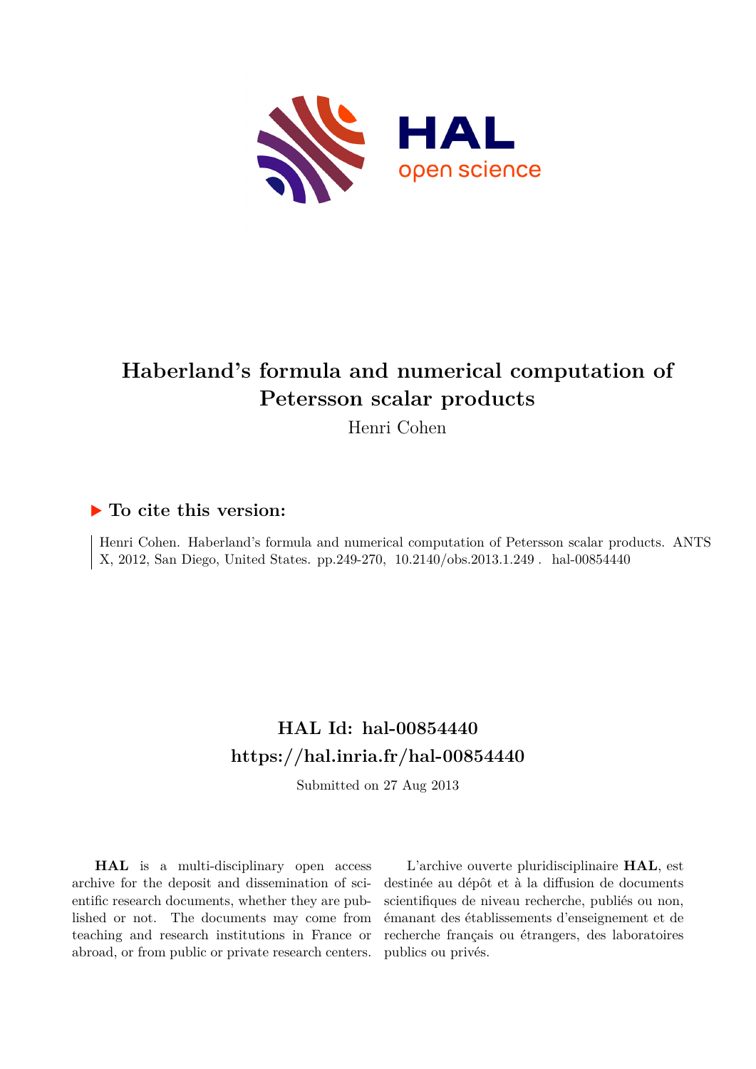# Haberland's formula and numerical computation of Petersson scalar products

Henri Cohen

## ▶ To cite this version:

Henri Cohen. Haberland's formula and numerical computation of Petersson scalar products. ANTS X, 2012, San Diego, United States. pp.249-270, 10.2140/obs.2013.1.249 . hal-00854440

## HAL Id: hal-00854440
## https://hal.inria.fr/hal-00854440

Submitted on 27 Aug 2013

**HAL** is a multi-disciplinary open access archive for the deposit and dissemination of scientific research documents, whether they are published or not. The documents may come from teaching and research institutions in France or abroad, or from public or private research centers.

L'archive ouverte pluridisciplinaire **HAL**, est destinée au dépôt et à la diffusion de documents scientifiques de niveau recherche, publiés ou non, émanant des établissements d'enseignement et de recherche français ou étrangers, des laboratoires publics ou privés.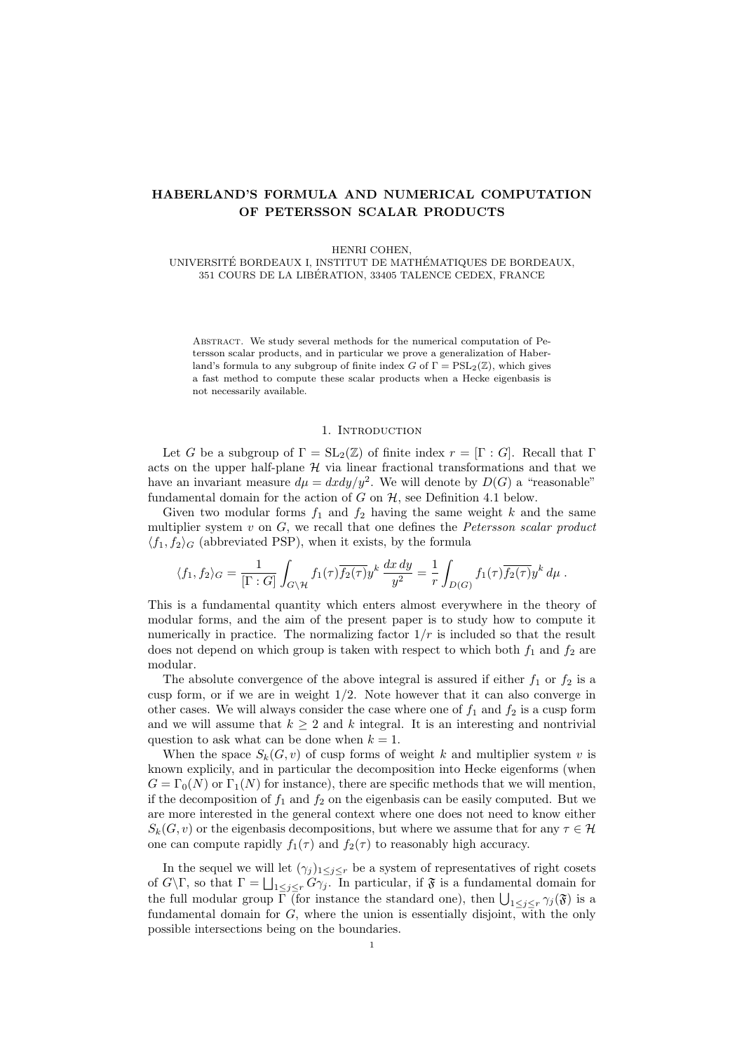# HABERLAND'S FORMULA AND NUMERICAL COMPUTATION OF PETERSSON SCALAR PRODUCTS

HENRI COHEN,
UNIVERSITÉ BORDEAUX I, INSTITUT DE MATHÉMATIQUES DE BORDEAUX,
351 COURS DE LA LIBÉRATION, 33405 TALENCE CEDEX, FRANCE

Abstract. We study several methods for the numerical computation of Petersson scalar products, and in particular we prove a generalization of Haberland's formula to any subgroup of finite index $G$ of $\Gamma = \mathrm{PSL}_2(\mathbb{Z})$, which gives a fast method to compute these scalar products when a Hecke eigenbasis is not necessarily available.

## 1. Introduction

Let $G$ be a subgroup of $\Gamma = \mathrm{SL}_2(\mathbb{Z})$ of finite index $r = [\Gamma : G]$. Recall that $\Gamma$ acts on the upper half-plane $\mathcal{H}$ via linear fractional transformations and that we have an invariant measure $d\mu = dxdy/y^2$. We will denote by $D(G)$ a "reasonable" fundamental domain for the action of $G$ on $\mathcal{H}$, see Definition 4.1 below.

Given two modular forms $f_1$ and $f_2$ having the same weight $k$ and the same multiplier system $v$ on $G$, we recall that one defines the *Petersson scalar product* $\langle f_1, f_2\rangle_G$ (abbreviated PSP), when it exists, by the formula

$$\langle f_1, f_2\rangle_G = \frac{1}{[\Gamma : G]}\int_{G\backslash\mathcal{H}} f_1(\tau)\overline{f_2(\tau)}y^k\,\frac{dx\,dy}{y^2} = \frac{1}{r}\int_{D(G)} f_1(\tau)\overline{f_2(\tau)}y^k\,d\mu\;.$$

This is a fundamental quantity which enters almost everywhere in the theory of modular forms, and the aim of the present paper is to study how to compute it numerically in practice. The normalizing factor $1/r$ is included so that the result does not depend on which group is taken with respect to which both $f_1$ and $f_2$ are modular.

The absolute convergence of the above integral is assured if either $f_1$ or $f_2$ is a cusp form, or if we are in weight $1/2$. Note however that it can also converge in other cases. We will always consider the case where one of $f_1$ and $f_2$ is a cusp form and we will assume that $k \geq 2$ and $k$ integral. It is an interesting and nontrivial question to ask what can be done when $k = 1$.

When the space $S_k(G, v)$ of cusp forms of weight $k$ and multiplier system $v$ is known explicitly, and in particular the decomposition into Hecke eigenforms (when $G = \Gamma_0(N)$ or $\Gamma_1(N)$ for instance), there are specific methods that we will mention, if the decomposition of $f_1$ and $f_2$ on the eigenbasis can be easily computed. But we are more interested in the general context where one does not need to know either $S_k(G, v)$ or the eigenbasis decompositions, but where we assume that for any $\tau \in \mathcal{H}$ one can compute rapidly $f_1(\tau)$ and $f_2(\tau)$ to reasonably high accuracy.

In the sequel we will let $(\gamma_j)_{1\leq j\leq r}$ be a system of representatives of right cosets of $G\backslash\Gamma$, so that $\Gamma = \bigsqcup_{1\leq j\leq r} G\gamma_j$. In particular, if $\mathfrak{F}$ is a fundamental domain for the full modular group $\Gamma$ (for instance the standard one), then $\bigcup_{1\leq j\leq r}\gamma_j(\mathfrak{F})$ is a fundamental domain for $G$, where the union is essentially disjoint, with the only possible intersections being on the boundaries.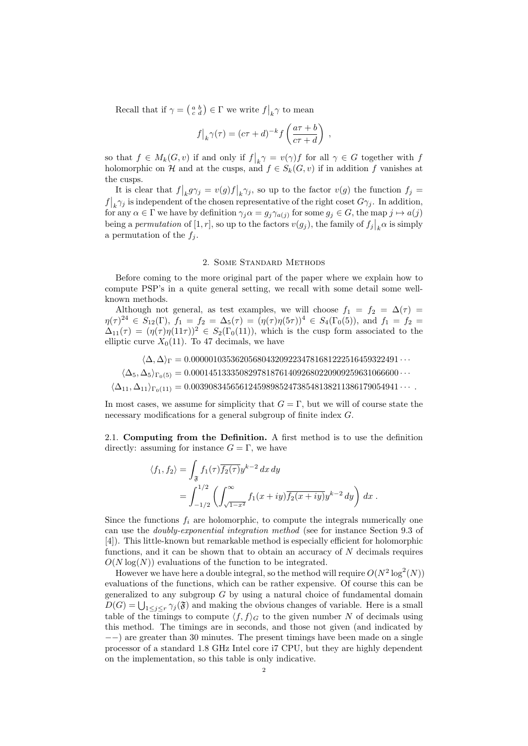Recall that if $\gamma = \left(\begin{smallmatrix} a & b \\ c & d \end{smallmatrix}\right) \in \Gamma$ we write $f\big|_k\gamma$ to mean

$$f\big|_k\gamma(\tau) = (c\tau+d)^{-k} f\left(\frac{a\tau+b}{c\tau+d}\right)\ ,$$

so that $f \in M_k(G, v)$ if and only if $f\big|_k\gamma = v(\gamma)f$ for all $\gamma \in G$ together with $f$ holomorphic on $\mathcal{H}$ and at the cusps, and $f \in S_k(G, v)$ if in addition $f$ vanishes at the cusps.

It is clear that $f\big|_k g\gamma_j = v(g)f\big|_k\gamma_j$, so up to the factor $v(g)$ the function $f_j = f\big|_k\gamma_j$ is independent of the chosen representative of the right coset $G\gamma_j$. In addition, for any $\alpha \in \Gamma$ we have by definition $\gamma_j\alpha = g_j\gamma_{a(j)}$ for some $g_j \in G$, the map $j \mapsto a(j)$ being a *permutation* of $[1, r]$, so up to the factors $v(g_j)$, the family of $f_j\big|_k\alpha$ is simply a permutation of the $f_j$.

## 2. Some Standard Methods

Before coming to the more original part of the paper where we explain how to compute PSP's in a quite general setting, we recall with some detail some well-known methods.

Although not general, as test examples, we will choose $f_1 = f_2 = \Delta(\tau) = \eta(\tau)^{24} \in S_{12}(\Gamma)$, $f_1 = f_2 = \Delta_5(\tau) = (\eta(\tau)\eta(5\tau))^4 \in S_4(\Gamma_0(5))$, and $f_1 = f_2 = \Delta_{11}(\tau) = (\eta(\tau)\eta(11\tau))^2 \in S_2(\Gamma_0(11))$, which is the cusp form associated to the elliptic curve $X_0(11)$. To 47 decimals, we have

$$\langle \Delta, \Delta\rangle_\Gamma = 0.00000103536205680432092234781681222516459322491\cdots$$

$$\langle \Delta_5, \Delta_5\rangle_{\Gamma_0(5)} = 0.00014513335082978187614092680220909259631066600\cdots$$

$$\langle \Delta_{11}, \Delta_{11}\rangle_{\Gamma_0(11)} = 0.00390834565612459898524738548138211386179054941\cdots\ .$$

In most cases, we assume for simplicity that $G = \Gamma$, but we will of course state the necessary modifications for a general subgroup of finite index $G$.

2.1. **Computing from the Definition.** A first method is to use the definition directly: assuming for instance $G = \Gamma$, we have

$$\begin{aligned}\langle f_1, f_2\rangle &= \int_{\mathfrak{F}} f_1(\tau)\overline{f_2(\tau)}y^{k-2}\,dx\,dy \\ &= \int_{-1/2}^{1/2}\left(\int_{\sqrt{1-x^2}}^{\infty} f_1(x+iy)\overline{f_2(x+iy)}y^{k-2}\,dy\right)dx\ .\end{aligned}$$

Since the functions $f_i$ are holomorphic, to compute the integrals numerically one can use the *doubly-exponential integration method* (see for instance Section 9.3 of [4]). This little-known but remarkable method is especially efficient for holomorphic functions, and it can be shown that to obtain an accuracy of $N$ decimals requires $O(N\log(N))$ evaluations of the function to be integrated.

However we have here a double integral, so the method will require $O(N^2\log^2(N))$ evaluations of the functions, which can be rather expensive. Of course this can be generalized to any subgroup $G$ by using a natural choice of fundamental domain $D(G) = \bigcup_{1\le j\le r}\gamma_j(\mathfrak{F})$ and making the obvious changes of variable. Here is a small table of the timings to compute $\langle f, f\rangle_G$ to the given number $N$ of decimals using this method. The timings are in seconds, and those not given (and indicated by $--$) are greater than 30 minutes. The present timings have been made on a single processor of a standard 1.8 GHz Intel core i7 CPU, but they are highly dependent on the implementation, so this table is only indicative.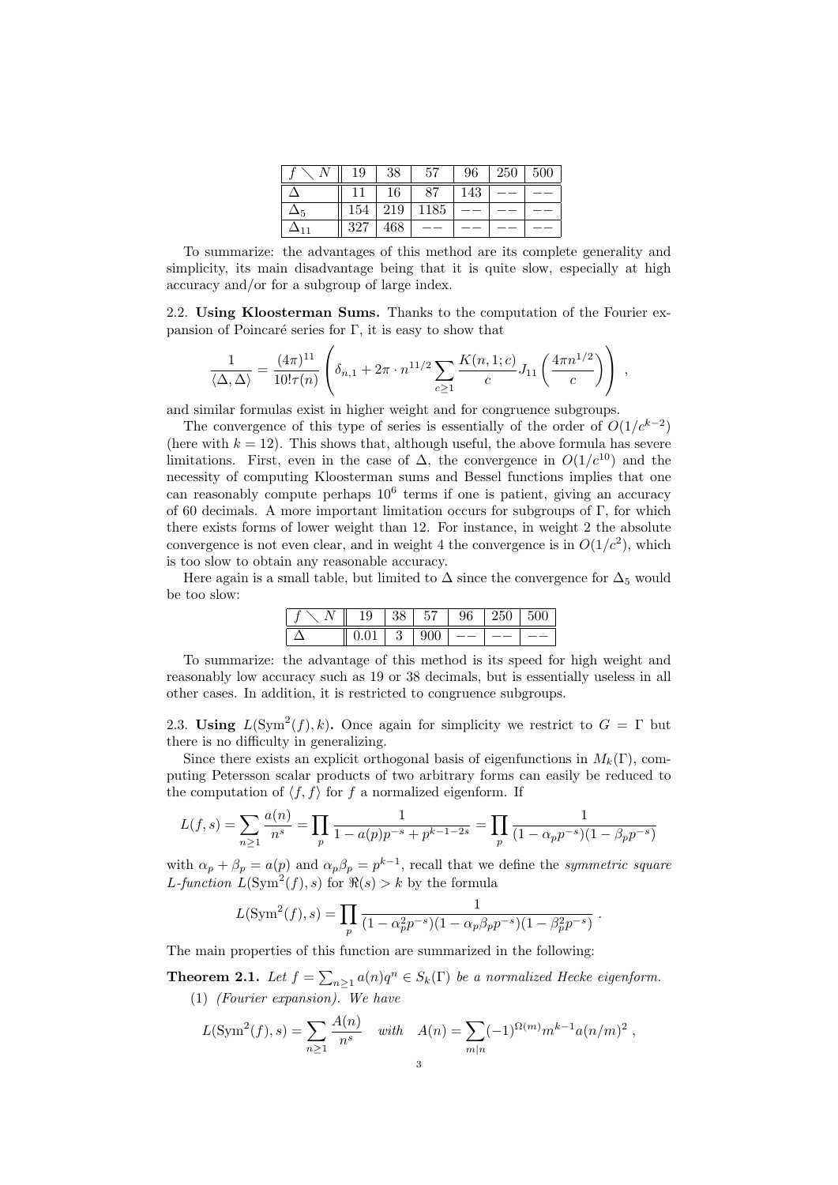| $f \setminus N$ | 19 | 38 | 57 | 96 | 250 | 500 |
|---|---|---|---|---|---|---|
| $\Delta$ | 11 | 16 | 87 | 143 | $--$ | $--$ |
| $\Delta_5$ | 154 | 219 | 1185 | $--$ | $--$ | $--$ |
| $\Delta_{11}$ | 327 | 468 | $--$ | $--$ | $--$ | $--$ |

To summarize: the advantages of this method are its complete generality and simplicity, its main disadvantage being that it is quite slow, especially at high accuracy and/or for a subgroup of large index.

2.2. **Using Kloosterman Sums.** Thanks to the computation of the Fourier expansion of Poincaré series for $\Gamma$, it is easy to show that

$$\frac{1}{\langle \Delta, \Delta \rangle} = \frac{(4\pi)^{11}}{10!\tau(n)} \left( \delta_{n,1} + 2\pi \cdot n^{11/2} \sum_{c \geq 1} \frac{K(n,1;c)}{c} J_{11}\left(\frac{4\pi n^{1/2}}{c}\right) \right) ,$$

and similar formulas exist in higher weight and for congruence subgroups.

The convergence of this type of series is essentially of the order of $O(1/c^{k-2})$ (here with $k = 12$). This shows that, although useful, the above formula has severe limitations. First, even in the case of $\Delta$, the convergence in $O(1/c^{10})$ and the necessity of computing Kloosterman sums and Bessel functions implies that one can reasonably compute perhaps $10^6$ terms if one is patient, giving an accuracy of 60 decimals. A more important limitation occurs for subgroups of $\Gamma$, for which there exists forms of lower weight than 12. For instance, in weight 2 the absolute convergence is not even clear, and in weight 4 the convergence is in $O(1/c^2)$, which is too slow to obtain any reasonable accuracy.

Here again is a small table, but limited to $\Delta$ since the convergence for $\Delta_5$ would be too slow:

| $f \setminus N$ | 19 | 38 | 57 | 96 | 250 | 500 |
|---|---|---|---|---|---|---|
| $\Delta$ | 0.01 | 3 | 900 | $--$ | $--$ | $--$ |

To summarize: the advantage of this method is its speed for high weight and reasonably low accuracy such as 19 or 38 decimals, but is essentially useless in all other cases. In addition, it is restricted to congruence subgroups.

2.3. **Using $L(\mathrm{Sym}^2(f), k)$.** Once again for simplicity we restrict to $G = \Gamma$ but there is no difficulty in generalizing.

Since there exists an explicit orthogonal basis of eigenfunctions in $M_k(\Gamma)$, computing Petersson scalar products of two arbitrary forms can easily be reduced to the computation of $\langle f, f \rangle$ for $f$ a normalized eigenform. If

$$L(f,s) = \sum_{n \geq 1} \frac{a(n)}{n^s} = \prod_p \frac{1}{1 - a(p)p^{-s} + p^{k-1-2s}} = \prod_p \frac{1}{(1-\alpha_p p^{-s})(1-\beta_p p^{-s})}$$

with $\alpha_p + \beta_p = a(p)$ and $\alpha_p \beta_p = p^{k-1}$, recall that we define the *symmetric square L-function* $L(\mathrm{Sym}^2(f), s)$ for $\Re(s) > k$ by the formula

$$L(\mathrm{Sym}^2(f), s) = \prod_p \frac{1}{(1-\alpha_p^2 p^{-s})(1-\alpha_p\beta_p p^{-s})(1-\beta_p^2 p^{-s})} .$$

The main properties of this function are summarized in the following:

**Theorem 2.1.** *Let $f = \sum_{n \geq 1} a(n)q^n \in S_k(\Gamma)$ be a normalized Hecke eigenform.*

(1) *(Fourier expansion). We have*

$$L(\mathrm{Sym}^2(f), s) = \sum_{n \geq 1} \frac{A(n)}{n^s} \quad \textit{with} \quad A(n) = \sum_{m \mid n} (-1)^{\Omega(m)} m^{k-1} a(n/m)^2 ,$$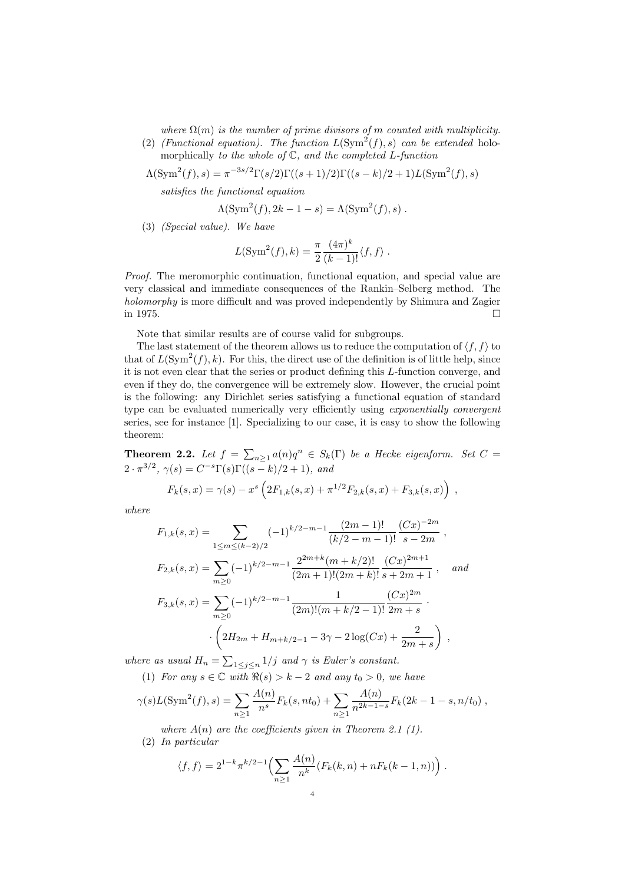*where $\Omega(m)$ is the number of prime divisors of $m$ counted with multiplicity.*

(2) *(Functional equation). The function $L(\mathrm{Sym}^2(f), s)$ can be extended* holomorphically *to the whole of $\mathbb{C}$, and the completed $L$-function*

$$\Lambda(\mathrm{Sym}^2(f), s) = \pi^{-3s/2}\Gamma(s/2)\Gamma((s+1)/2)\Gamma((s-k)/2+1)L(\mathrm{Sym}^2(f), s)$$

*satisfies the functional equation*

$$\Lambda(\mathrm{Sym}^2(f), 2k-1-s) = \Lambda(\mathrm{Sym}^2(f), s)\ .$$

(3) *(Special value). We have*

$$L(\mathrm{Sym}^2(f), k) = \frac{\pi}{2}\frac{(4\pi)^k}{(k-1)!}\langle f, f\rangle\ .$$

*Proof.* The meromorphic continuation, functional equation, and special value are very classical and immediate consequences of the Rankin–Selberg method. The *holomorphy* is more difficult and was proved independently by Shimura and Zagier in 1975. $\square$

Note that similar results are of course valid for subgroups.

The last statement of the theorem allows us to reduce the computation of $\langle f, f\rangle$ to that of $L(\mathrm{Sym}^2(f), k)$. For this, the direct use of the definition is of little help, since it is not even clear that the series or product defining this $L$-function converge, and even if they do, the convergence will be extremely slow. However, the crucial point is the following: any Dirichlet series satisfying a functional equation of standard type can be evaluated numerically very efficiently using *exponentially convergent* series, see for instance [1]. Specializing to our case, it is easy to show the following theorem:

**Theorem 2.2.** *Let $f = \sum_{n\ge1} a(n)q^n \in S_k(\Gamma)$ be a Hecke eigenform. Set $C = 2\cdot\pi^{3/2}$, $\gamma(s) = C^{-s}\Gamma(s)\Gamma((s-k)/2+1)$, and*

$$F_k(s,x) = \gamma(s) - x^s\left(2F_{1,k}(s,x) + \pi^{1/2}F_{2,k}(s,x) + F_{3,k}(s,x)\right)\ ,$$

*where*

$$F_{1,k}(s,x) = \sum_{1\le m\le(k-2)/2}(-1)^{k/2-m-1}\frac{(2m-1)!}{(k/2-m-1)!}\frac{(Cx)^{-2m}}{s-2m}\ ,$$

$$F_{2,k}(s,x) = \sum_{m\ge0}(-1)^{k/2-m-1}\frac{2^{2m+k}(m+k/2)!}{(2m+1)!(2m+k)!}\frac{(Cx)^{2m+1}}{s+2m+1}\ , \quad \textit{and}$$

$$F_{3,k}(s,x) = \sum_{m\ge0}(-1)^{k/2-m-1}\frac{1}{(2m)!(m+k/2-1)!}\frac{(Cx)^{2m}}{2m+s}\cdot$$
$$\cdot\left(2H_{2m} + H_{m+k/2-1} - 3\gamma - 2\log(Cx) + \frac{2}{2m+s}\right)\ ,$$

*where as usual $H_n = \sum_{1\le j\le n} 1/j$ and $\gamma$ is Euler's constant.*

(1) *For any $s\in\mathbb{C}$ with $\Re(s) > k-2$ and any $t_0 > 0$, we have*

$$\gamma(s)L(\mathrm{Sym}^2(f), s) = \sum_{n\ge1}\frac{A(n)}{n^s}F_k(s, nt_0) + \sum_{n\ge1}\frac{A(n)}{n^{2k-1-s}}F_k(2k-1-s, n/t_0)\ ,$$

*where $A(n)$ are the coefficients given in Theorem 2.1 (1).*

(2) *In particular*

$$\langle f, f\rangle = 2^{1-k}\pi^{k/2-1}\Big(\sum_{n\ge1}\frac{A(n)}{n^k}(F_k(k,n) + nF_k(k-1,n))\Big)\ .$$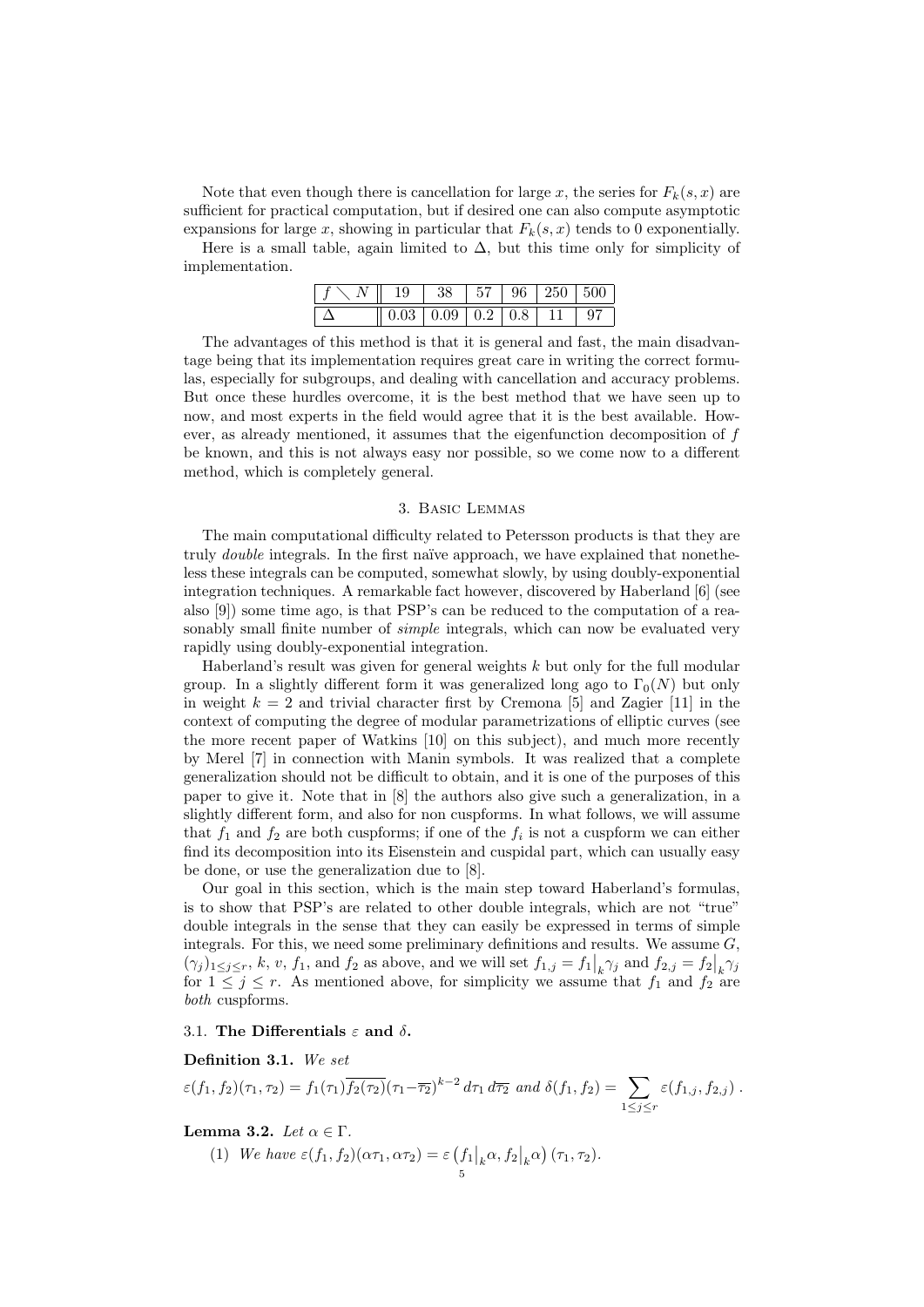Note that even though there is cancellation for large $x$, the series for $F_k(s,x)$ are sufficient for practical computation, but if desired one can also compute asymptotic expansions for large $x$, showing in particular that $F_k(s,x)$ tends to 0 exponentially.

Here is a small table, again limited to $\Delta$, but this time only for simplicity of implementation.

| $f \setminus N$ | 19 | 38 | 57 | 96 | 250 | 500 |
|---|---|---|---|---|---|---|
| $\Delta$ | 0.03 | 0.09 | 0.2 | 0.8 | 11 | 97 |

The advantages of this method is that it is general and fast, the main disadvantage being that its implementation requires great care in writing the correct formulas, especially for subgroups, and dealing with cancellation and accuracy problems. But once these hurdles overcome, it is the best method that we have seen up to now, and most experts in the field would agree that it is the best available. However, as already mentioned, it assumes that the eigenfunction decomposition of $f$ be known, and this is not always easy nor possible, so we come now to a different method, which is completely general.

## 3. Basic Lemmas

The main computational difficulty related to Petersson products is that they are truly *double* integrals. In the first naïve approach, we have explained that nonetheless these integrals can be computed, somewhat slowly, by using doubly-exponential integration techniques. A remarkable fact however, discovered by Haberland [6] (see also [9]) some time ago, is that PSP's can be reduced to the computation of a reasonably small finite number of *simple* integrals, which can now be evaluated very rapidly using doubly-exponential integration.

Haberland's result was given for general weights $k$ but only for the full modular group. In a slightly different form it was generalized long ago to $\Gamma_0(N)$ but only in weight $k=2$ and trivial character first by Cremona [5] and Zagier [11] in the context of computing the degree of modular parametrizations of elliptic curves (see the more recent paper of Watkins [10] on this subject), and much more recently by Merel [7] in connection with Manin symbols. It was realized that a complete generalization should not be difficult to obtain, and it is one of the purposes of this paper to give it. Note that in [8] the authors also give such a generalization, in a slightly different form, and also for non cuspforms. In what follows, we will assume that $f_1$ and $f_2$ are both cuspforms; if one of the $f_i$ is not a cuspform we can either find its decomposition into its Eisenstein and cuspidal part, which can usually easy be done, or use the generalization due to [8].

Our goal in this section, which is the main step toward Haberland's formulas, is to show that PSP's are related to other double integrals, which are not "true" double integrals in the sense that they can easily be expressed in terms of simple integrals. For this, we need some preliminary definitions and results. We assume $G$, $(\gamma_j)_{1\le j\le r}$, $k$, $v$, $f_1$, and $f_2$ as above, and we will set $f_{1,j}=f_1\big|_k\gamma_j$ and $f_{2,j}=f_2\big|_k\gamma_j$ for $1\le j\le r$. As mentioned above, for simplicity we assume that $f_1$ and $f_2$ are *both* cuspforms.

### 3.1. The Differentials $\varepsilon$ and $\delta$.

**Definition 3.1.** *We set*

$$\varepsilon(f_1,f_2)(\tau_1,\tau_2)=f_1(\tau_1)\overline{f_2(\tau_2)}(\tau_1-\overline{\tau_2})^{k-2}\,d\tau_1\,d\overline{\tau_2}\ \text{ and }\ \delta(f_1,f_2)=\sum_{1\le j\le r}\varepsilon(f_{1,j},f_{2,j})\,.$$

**Lemma 3.2.** *Let $\alpha\in\Gamma$.*

1. *We have $\varepsilon(f_1,f_2)(\alpha\tau_1,\alpha\tau_2)=\varepsilon\left(f_1\big|_k\alpha,f_2\big|_k\alpha\right)(\tau_1,\tau_2)$.*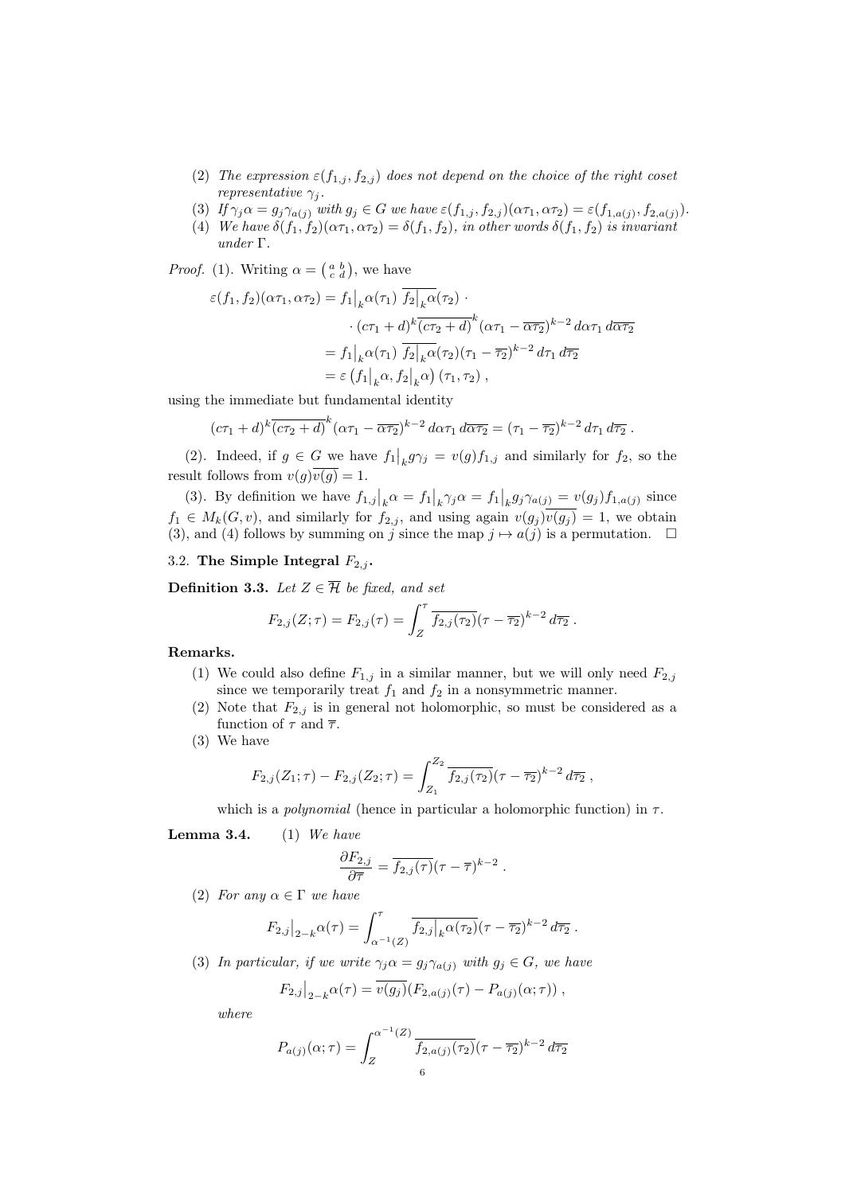(2) *The expression $\varepsilon(f_{1,j},f_{2,j})$ does not depend on the choice of the right coset representative $\gamma_j$.*
(3) *If $\gamma_j\alpha = g_j\gamma_{a(j)}$ with $g_j \in G$ we have $\varepsilon(f_{1,j},f_{2,j})(\alpha\tau_1,\alpha\tau_2) = \varepsilon(f_{1,a(j)},f_{2,a(j)})$.*
(4) *We have $\delta(f_1,f_2)(\alpha\tau_1,\alpha\tau_2) = \delta(f_1,f_2)$, in other words $\delta(f_1,f_2)$ is invariant under $\Gamma$.*

*Proof.* (1). Writing $\alpha = \left(\begin{smallmatrix} a & b \\ c & d \end{smallmatrix}\right)$, we have

$$\begin{aligned}\varepsilon(f_1,f_2)(\alpha\tau_1,\alpha\tau_2) &= f_1\big|_k\alpha(\tau_1)\ \overline{f_2\big|_k\alpha}(\tau_2)\ \cdot \\ &\qquad \cdot (c\tau_1+d)^k\overline{(c\tau_2+d)}^k(\alpha\tau_1-\overline{\alpha\tau_2})^{k-2}\,d\alpha\tau_1\,d\overline{\alpha\tau_2} \\ &= f_1\big|_k\alpha(\tau_1)\ \overline{f_2\big|_k\alpha}(\tau_2)(\tau_1-\overline{\tau_2})^{k-2}\,d\tau_1\,d\overline{\tau_2} \\ &= \varepsilon\left(f_1\big|_k\alpha, f_2\big|_k\alpha\right)(\tau_1,\tau_2)\;,\end{aligned}$$

using the immediate but fundamental identity

$$(c\tau_1+d)^k\overline{(c\tau_2+d)}^k(\alpha\tau_1-\overline{\alpha\tau_2})^{k-2}\,d\alpha\tau_1\,d\overline{\alpha\tau_2} = (\tau_1-\overline{\tau_2})^{k-2}\,d\tau_1\,d\overline{\tau_2}\;.$$

(2). Indeed, if $g \in G$ we have $f_1\big|_k g\gamma_j = v(g)f_{1,j}$ and similarly for $f_2$, so the result follows from $v(g)\overline{v(g)} = 1$.

(3). By definition we have $f_{1,j}\big|_k\alpha = f_1\big|_k\gamma_j\alpha = f_1\big|_k g_j\gamma_{a(j)} = v(g_j)f_{1,a(j)}$ since $f_1 \in M_k(G,v)$, and similarly for $f_{2,j}$, and using again $v(g_j)\overline{v(g_j)} = 1$, we obtain (3), and (4) follows by summing on $j$ since the map $j \mapsto a(j)$ is a permutation. $\square$

### 3.2. The Simple Integral $F_{2,j}$.

**Definition 3.3.** *Let $Z \in \overline{\mathcal{H}}$ be fixed, and set*

$$F_{2,j}(Z;\tau) = F_{2,j}(\tau) = \int_Z^\tau \overline{f_{2,j}(\tau_2)}(\tau-\overline{\tau_2})^{k-2}\,d\overline{\tau_2}\;.$$

**Remarks.**

(1) We could also define $F_{1,j}$ in a similar manner, but we will only need $F_{2,j}$ since we temporarily treat $f_1$ and $f_2$ in a nonsymmetric manner.
(2) Note that $F_{2,j}$ is in general not holomorphic, so must be considered as a function of $\tau$ and $\overline{\tau}$.
(3) We have

$$F_{2,j}(Z_1;\tau) - F_{2,j}(Z_2;\tau) = \int_{Z_1}^{Z_2} \overline{f_{2,j}(\tau_2)}(\tau-\overline{\tau_2})^{k-2}\,d\overline{\tau_2}\;,$$

which is a *polynomial* (hence in particular a holomorphic function) in $\tau$.

**Lemma 3.4.** (1) *We have*

$$\frac{\partial F_{2,j}}{\partial\overline{\tau}} = \overline{f_{2,j}(\tau)}(\tau-\overline{\tau})^{k-2}\;.$$

(2) *For any $\alpha \in \Gamma$ we have*

$$F_{2,j}\big|_{2-k}\alpha(\tau) = \int_{\alpha^{-1}(Z)}^\tau \overline{f_{2,j}\big|_k\alpha(\tau_2)}(\tau-\overline{\tau_2})^{k-2}\,d\overline{\tau_2}\;.$$

(3) *In particular, if we write $\gamma_j\alpha = g_j\gamma_{a(j)}$ with $g_j \in G$, we have*

$$F_{2,j}\big|_{2-k}\alpha(\tau) = \overline{v(g_j)}(F_{2,a(j)}(\tau) - P_{a(j)}(\alpha;\tau))\;,$$

*where*

$$P_{a(j)}(\alpha;\tau) = \int_Z^{\alpha^{-1}(Z)} \overline{f_{2,a(j)}(\tau_2)}(\tau-\overline{\tau_2})^{k-2}\,d\overline{\tau_2}$$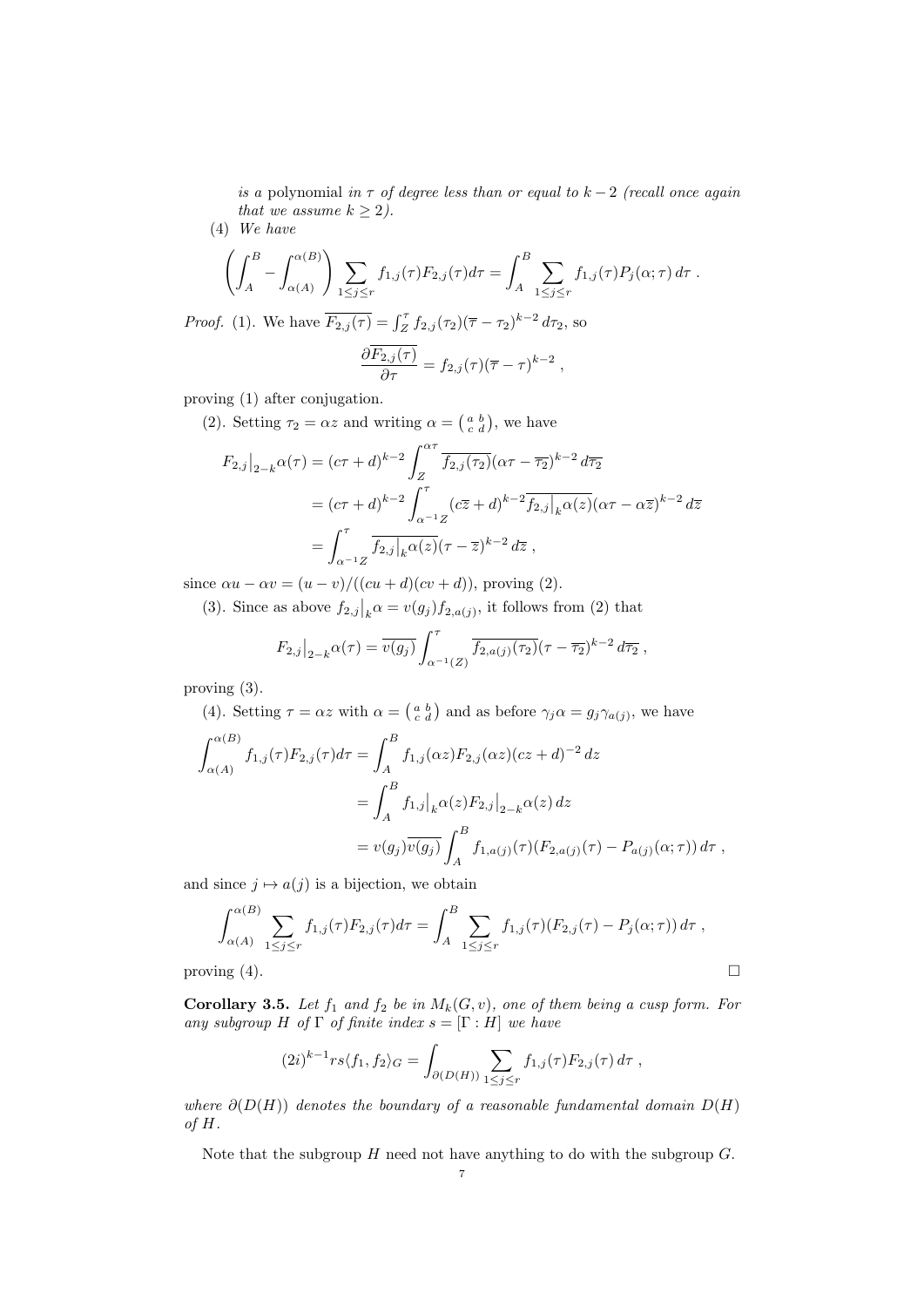*is a* polynomial *in* $\tau$ *of degree less than or equal to* $k-2$ *(recall once again that we assume* $k\ge 2$*).*

(4) *We have*

$$\left(\int_A^B-\int_{\alpha(A)}^{\alpha(B)}\right)\sum_{1\le j\le r}f_{1,j}(\tau)F_{2,j}(\tau)d\tau=\int_A^B\sum_{1\le j\le r}f_{1,j}(\tau)P_j(\alpha;\tau)\,d\tau\;.$$

*Proof.* (1). We have $\overline{F_{2,j}(\tau)}=\int_Z^\tau f_{2,j}(\tau_2)(\overline{\tau}-\tau_2)^{k-2}\,d\tau_2$, so

$$\frac{\partial\overline{F_{2,j}(\tau)}}{\partial\tau}=f_{2,j}(\tau)(\overline{\tau}-\tau)^{k-2}\;,$$

proving (1) after conjugation.

(2). Setting $\tau_2=\alpha z$ and writing $\alpha=\left(\begin{smallmatrix}a&b\\c&d\end{smallmatrix}\right)$, we have

$$\begin{aligned}
F_{2,j}\big|_{2-k}\alpha(\tau)&=(c\tau+d)^{k-2}\int_Z^{\alpha\tau}\overline{f_{2,j}(\tau_2)}(\alpha\tau-\overline{\tau_2})^{k-2}\,d\overline{\tau_2}\\
&=(c\tau+d)^{k-2}\int_{\alpha^{-1}Z}^{\tau}(c\overline{z}+d)^{k-2}\overline{f_{2,j}\big|_k\alpha(z)}(\alpha\tau-\alpha\overline{z})^{k-2}\,d\overline{z}\\
&=\int_{\alpha^{-1}Z}^{\tau}\overline{f_{2,j}\big|_k\alpha(z)}(\tau-\overline{z})^{k-2}\,d\overline{z}\;,
\end{aligned}$$

since $\alpha u-\alpha v=(u-v)/((cu+d)(cv+d))$, proving (2).

(3). Since as above $f_{2,j}\big|_k\alpha=v(g_j)f_{2,a(j)}$, it follows from (2) that

$$F_{2,j}\big|_{2-k}\alpha(\tau)=\overline{v(g_j)}\int_{\alpha^{-1}(Z)}^{\tau}\overline{f_{2,a(j)}(\tau_2)}(\tau-\overline{\tau_2})^{k-2}\,d\overline{\tau_2}\;,$$

proving (3).

(4). Setting $\tau=\alpha z$ with $\alpha=\left(\begin{smallmatrix}a&b\\c&d\end{smallmatrix}\right)$ and as before $\gamma_j\alpha=g_j\gamma_{a(j)}$, we have

$$\begin{aligned}
\int_{\alpha(A)}^{\alpha(B)}f_{1,j}(\tau)F_{2,j}(\tau)d\tau&=\int_A^B f_{1,j}(\alpha z)F_{2,j}(\alpha z)(cz+d)^{-2}\,dz\\
&=\int_A^B f_{1,j}\big|_k\alpha(z)F_{2,j}\big|_{2-k}\alpha(z)\,dz\\
&=v(g_j)\overline{v(g_j)}\int_A^B f_{1,a(j)}(\tau)(F_{2,a(j)}(\tau)-P_{a(j)}(\alpha;\tau))\,d\tau\;,
\end{aligned}$$

and since $j\mapsto a(j)$ is a bijection, we obtain

$$\int_{\alpha(A)}^{\alpha(B)}\sum_{1\le j\le r}f_{1,j}(\tau)F_{2,j}(\tau)d\tau=\int_A^B\sum_{1\le j\le r}f_{1,j}(\tau)(F_{2,j}(\tau)-P_j(\alpha;\tau))\,d\tau\;,$$

proving (4). □

**Corollary 3.5.** *Let* $f_1$ *and* $f_2$ *be in* $M_k(G,v)$*, one of them being a cusp form. For any subgroup* $H$ *of* $\Gamma$ *of finite index* $s=[\Gamma:H]$ *we have*

$$(2i)^{k-1}rs\langle f_1,f_2\rangle_G=\int_{\partial(D(H))}\sum_{1\le j\le r}f_{1,j}(\tau)F_{2,j}(\tau)\,d\tau\;,$$

*where* $\partial(D(H))$ *denotes the boundary of a reasonable fundamental domain* $D(H)$ *of* $H$*.*

Note that the subgroup $H$ need not have anything to do with the subgroup $G$.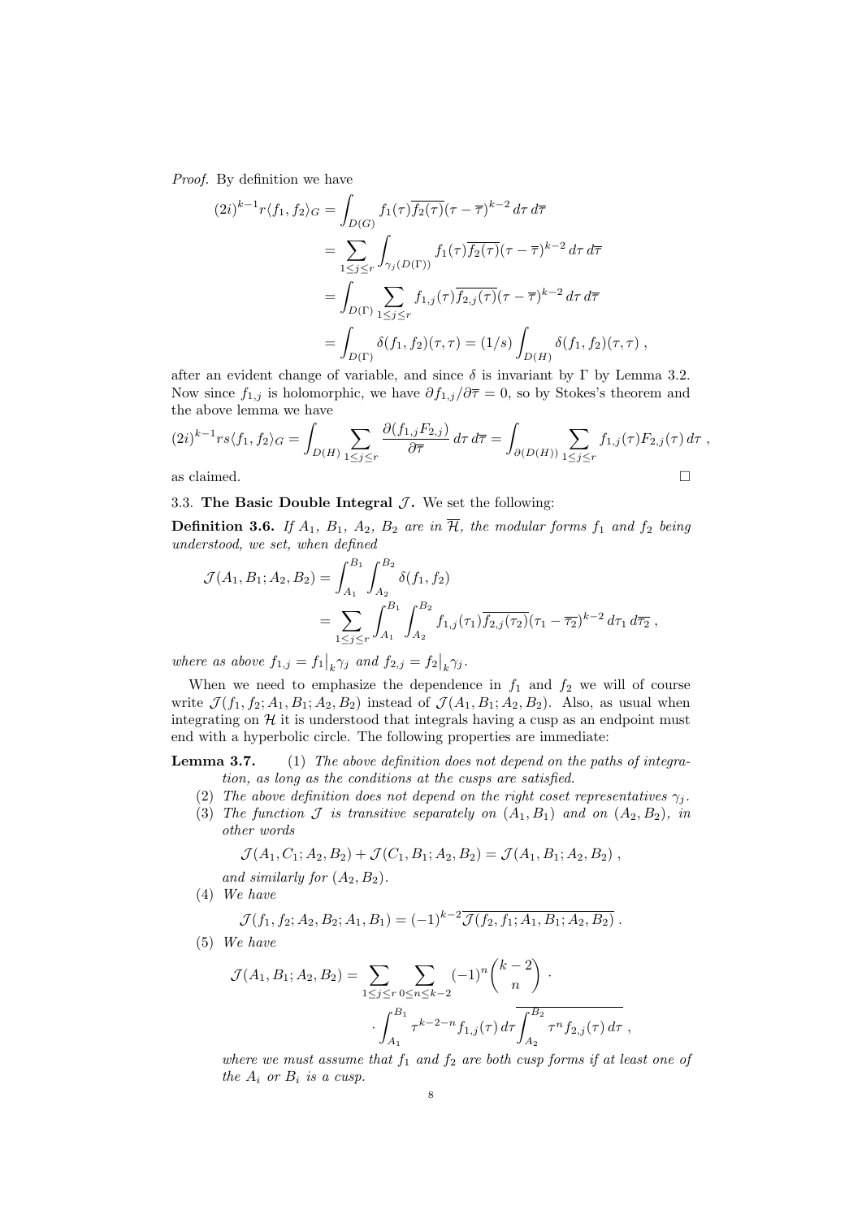*Proof.* By definition we have

$$
\begin{aligned}
(2i)^{k-1} r\langle f_1, f_2\rangle_G &= \int_{D(G)} f_1(\tau)\overline{f_2(\tau)}(\tau-\overline{\tau})^{k-2}\,d\tau\,d\overline{\tau} \\
&= \sum_{1\le j\le r}\int_{\gamma_j(D(\Gamma))} f_1(\tau)\overline{f_2(\tau)}(\tau-\overline{\tau})^{k-2}\,d\tau\,d\overline{\tau} \\
&= \int_{D(\Gamma)} \sum_{1\le j\le r} f_{1,j}(\tau)\overline{f_{2,j}(\tau)}(\tau-\overline{\tau})^{k-2}\,d\tau\,d\overline{\tau} \\
&= \int_{D(\Gamma)} \delta(f_1,f_2)(\tau,\tau) = (1/s)\int_{D(H)} \delta(f_1,f_2)(\tau,\tau)\ ,
\end{aligned}
$$

after an evident change of variable, and since $\delta$ is invariant by $\Gamma$ by Lemma 3.2. Now since $f_{1,j}$ is holomorphic, we have $\partial f_{1,j}/\partial\overline{\tau} = 0$, so by Stokes's theorem and the above lemma we have

$$
(2i)^{k-1} rs\langle f_1, f_2\rangle_G = \int_{D(H)} \sum_{1\le j\le r} \frac{\partial(f_{1,j}F_{2,j})}{\partial\overline{\tau}}\,d\tau\,d\overline{\tau} = \int_{\partial(D(H))} \sum_{1\le j\le r} f_{1,j}(\tau)F_{2,j}(\tau)\,d\tau\ ,
$$

as claimed. $\square$

### 3.3. The Basic Double Integral $\mathcal{J}$.

We set the following:

**Definition 3.6.** *If $A_1$, $B_1$, $A_2$, $B_2$ are in $\overline{\mathcal{H}}$, the modular forms $f_1$ and $f_2$ being understood, we set, when defined*

$$
\begin{aligned}
\mathcal{J}(A_1,B_1;A_2,B_2) &= \int_{A_1}^{B_1}\int_{A_2}^{B_2} \delta(f_1,f_2) \\
&= \sum_{1\le j\le r}\int_{A_1}^{B_1}\int_{A_2}^{B_2} f_{1,j}(\tau_1)\overline{f_{2,j}(\tau_2)}(\tau_1-\overline{\tau_2})^{k-2}\,d\tau_1\,d\overline{\tau_2}\ ,
\end{aligned}
$$

*where as above $f_{1,j} = f_1\big|_k\gamma_j$ and $f_{2,j} = f_2\big|_k\gamma_j$.*

When we need to emphasize the dependence in $f_1$ and $f_2$ we will of course write $\mathcal{J}(f_1,f_2;A_1,B_1;A_2,B_2)$ instead of $\mathcal{J}(A_1,B_1;A_2,B_2)$. Also, as usual when integrating on $\mathcal{H}$ it is understood that integrals having a cusp as an endpoint must end with a hyperbolic circle. The following properties are immediate:

**Lemma 3.7.**

1. *The above definition does not depend on the paths of integration, as long as the conditions at the cusps are satisfied.*
2. *The above definition does not depend on the right coset representatives $\gamma_j$.*
3. *The function $\mathcal{J}$ is transitive separately on $(A_1,B_1)$ and on $(A_2,B_2)$, in other words*
$$\mathcal{J}(A_1,C_1;A_2,B_2) + \mathcal{J}(C_1,B_1;A_2,B_2) = \mathcal{J}(A_1,B_1;A_2,B_2)\ ,$$
*and similarly for $(A_2,B_2)$.*
4. *We have*
$$\mathcal{J}(f_1,f_2;A_2,B_2;A_1,B_1) = (-1)^{k-2}\overline{\mathcal{J}(f_2,f_1;A_1,B_1;A_2,B_2)}\ .$$
5. *We have*
$$
\begin{aligned}
\mathcal{J}(A_1,B_1;A_2,B_2) = \sum_{1\le j\le r}\sum_{0\le n\le k-2}&(-1)^n\binom{k-2}{n}\,\cdot \\
&\cdot\int_{A_1}^{B_1}\tau^{k-2-n}f_{1,j}(\tau)\,d\tau\,\overline{\int_{A_2}^{B_2}\tau^n f_{2,j}(\tau)\,d\tau}\ ,
\end{aligned}
$$
*where we must assume that $f_1$ and $f_2$ are both cusp forms if at least one of the $A_i$ or $B_i$ is a cusp.*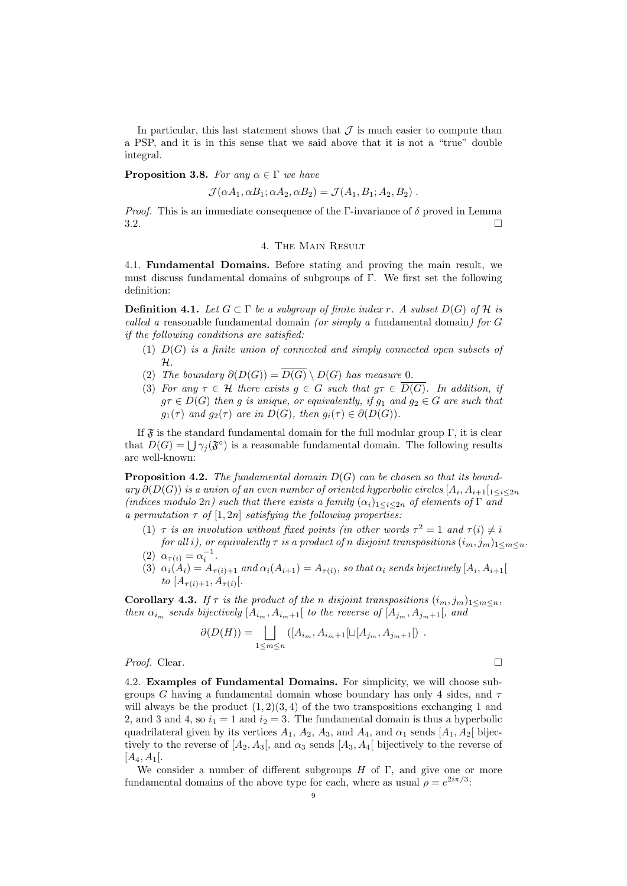In particular, this last statement shows that $\mathcal{J}$ is much easier to compute than a PSP, and it is in this sense that we said above that it is not a "true" double integral.

**Proposition 3.8.** *For any $\alpha \in \Gamma$ we have*

$$\mathcal{J}(\alpha A_1, \alpha B_1; \alpha A_2, \alpha B_2) = \mathcal{J}(A_1, B_1; A_2, B_2) .$$

*Proof.* This is an immediate consequence of the $\Gamma$-invariance of $\delta$ proved in Lemma 3.2. $\square$

## 4. The Main Result

**4.1. Fundamental Domains.** Before stating and proving the main result, we must discuss fundamental domains of subgroups of $\Gamma$. We first set the following definition:

**Definition 4.1.** *Let $G \subset \Gamma$ be a subgroup of finite index $r$. A subset $D(G)$ of $\mathcal{H}$ is called a* reasonable fundamental domain *(or simply a* fundamental domain*) for $G$ if the following conditions are satisfied:*

1. *$D(G)$ is a finite union of connected and simply connected open subsets of $\mathcal{H}$.*
2. *The boundary $\partial(D(G)) = \overline{D(G)} \setminus D(G)$ has measure 0.*
3. *For any $\tau \in \mathcal{H}$ there exists $g \in G$ such that $g\tau \in \overline{D(G)}$. In addition, if $g\tau \in D(G)$ then $g$ is unique, or equivalently, if $g_1$ and $g_2 \in G$ are such that $g_1(\tau)$ and $g_2(\tau)$ are in $D(G)$, then $g_i(\tau) \in \partial(D(G))$.*

If $\mathfrak{F}$ is the standard fundamental domain for the full modular group $\Gamma$, it is clear that $D(G) = \bigcup \gamma_j(\mathfrak{F}^\circ)$ is a reasonable fundamental domain. The following results are well-known:

**Proposition 4.2.** *The fundamental domain $D(G)$ can be chosen so that its boundary $\partial(D(G))$ is a union of an even number of oriented hyperbolic circles $[A_i, A_{i+1}[_{1 \le i \le 2n}$ (indices modulo $2n$) such that there exists a family $(\alpha_i)_{1 \le i \le 2n}$ of elements of $\Gamma$ and a permutation $\tau$ of $[1, 2n]$ satisfying the following properties:*

1. *$\tau$ is an involution without fixed points (in other words $\tau^2 = 1$ and $\tau(i) \neq i$ for all $i$), or equivalently $\tau$ is a product of $n$ disjoint transpositions $(i_m, j_m)_{1 \le m \le n}$.*
2. *$\alpha_{\tau(i)} = \alpha_i^{-1}$.*
3. *$\alpha_i(A_i) = A_{\tau(i)+1}$ and $\alpha_i(A_{i+1}) = A_{\tau(i)}$, so that $\alpha_i$ sends bijectively $[A_i, A_{i+1}[$ to $[A_{\tau(i)+1}, A_{\tau(i)}[$.*

**Corollary 4.3.** *If $\tau$ is the product of the $n$ disjoint transpositions $(i_m, j_m)_{1 \le m \le n}$, then $\alpha_{i_m}$ sends bijectively $[A_{i_m}, A_{i_m+1}[$ to the reverse of $[A_{j_m}, A_{j_m+1}[$, and*

$$\partial(D(H)) = \bigsqcup_{1 \le m \le n} \left([A_{i_m}, A_{i_m+1}[ \sqcup [A_{j_m}, A_{j_m+1}[\right) .$$

*Proof.* Clear. $\square$

**4.2. Examples of Fundamental Domains.** For simplicity, we will choose subgroups $G$ having a fundamental domain whose boundary has only 4 sides, and $\tau$ will always be the product $(1, 2)(3, 4)$ of the two transpositions exchanging 1 and 2, and 3 and 4, so $i_1 = 1$ and $i_2 = 3$. The fundamental domain is thus a hyperbolic quadrilateral given by its vertices $A_1$, $A_2$, $A_3$, and $A_4$, and $\alpha_1$ sends $[A_1, A_2[$ bijectively to the reverse of $[A_2, A_3[$, and $\alpha_3$ sends $[A_3, A_4[$ bijectively to the reverse of $[A_4, A_1[$.

We consider a number of different subgroups $H$ of $\Gamma$, and give one or more fundamental domains of the above type for each, where as usual $\rho = e^{2i\pi/3}$: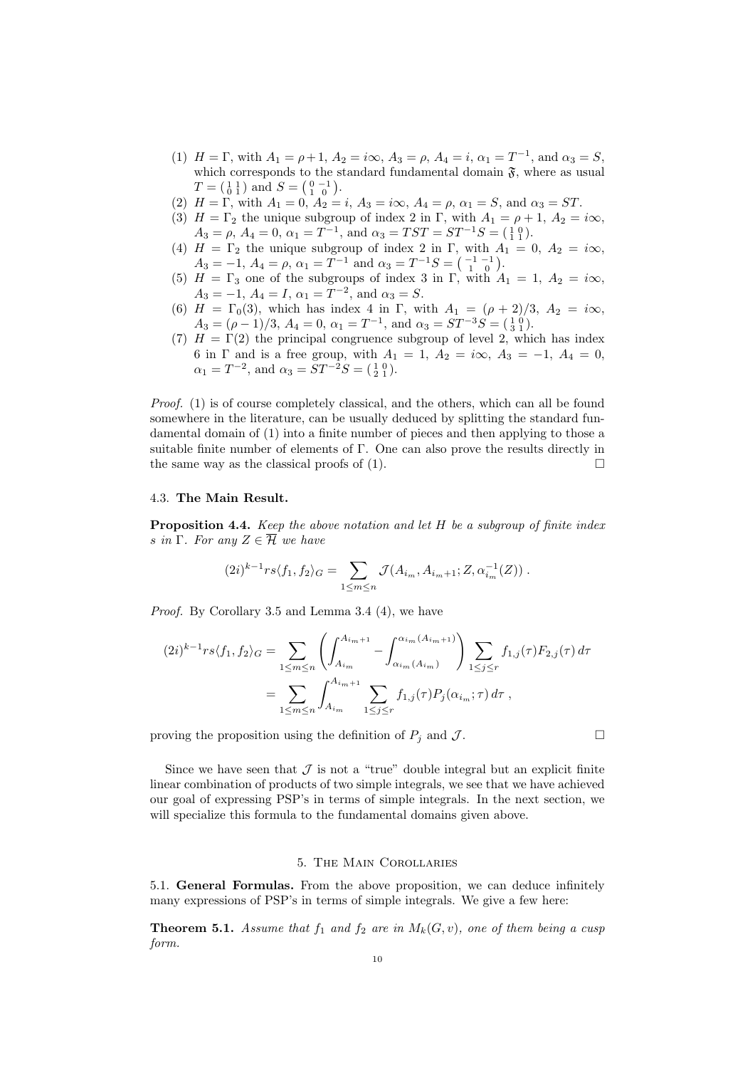(1) $H = \Gamma$, with $A_1 = \rho+1$, $A_2 = i\infty$, $A_3 = \rho$, $A_4 = i$, $\alpha_1 = T^{-1}$, and $\alpha_3 = S$, which corresponds to the standard fundamental domain $\mathfrak{F}$, where as usual $T = \left(\begin{smallmatrix} 1 & 1 \\ 0 & 1 \end{smallmatrix}\right)$ and $S = \left(\begin{smallmatrix} 0 & -1 \\ 1 & 0 \end{smallmatrix}\right)$.

(2) $H = \Gamma$, with $A_1 = 0$, $A_2 = i$, $A_3 = i\infty$, $A_4 = \rho$, $\alpha_1 = S$, and $\alpha_3 = ST$.

(3) $H = \Gamma_2$ the unique subgroup of index 2 in $\Gamma$, with $A_1 = \rho + 1$, $A_2 = i\infty$, $A_3 = \rho$, $A_4 = 0$, $\alpha_1 = T^{-1}$, and $\alpha_3 = TST = ST^{-1}S = \left(\begin{smallmatrix} 1 & 0 \\ 1 & 1 \end{smallmatrix}\right)$.

(4) $H = \Gamma_2$ the unique subgroup of index 2 in $\Gamma$, with $A_1 = 0$, $A_2 = i\infty$, $A_3 = -1$, $A_4 = \rho$, $\alpha_1 = T^{-1}$ and $\alpha_3 = T^{-1}S = \left(\begin{smallmatrix} -1 & -1 \\ 1 & 0 \end{smallmatrix}\right)$.

(5) $H = \Gamma_3$ one of the subgroups of index 3 in $\Gamma$, with $A_1 = 1$, $A_2 = i\infty$, $A_3 = -1$, $A_4 = I$, $\alpha_1 = T^{-2}$, and $\alpha_3 = S$.

(6) $H = \Gamma_0(3)$, which has index 4 in $\Gamma$, with $A_1 = (\rho + 2)/3$, $A_2 = i\infty$, $A_3 = (\rho - 1)/3$, $A_4 = 0$, $\alpha_1 = T^{-1}$, and $\alpha_3 = ST^{-3}S = \left(\begin{smallmatrix} 1 & 0 \\ 3 & 1 \end{smallmatrix}\right)$.

(7) $H = \Gamma(2)$ the principal congruence subgroup of level 2, which has index 6 in $\Gamma$ and is a free group, with $A_1 = 1$, $A_2 = i\infty$, $A_3 = -1$, $A_4 = 0$, $\alpha_1 = T^{-2}$, and $\alpha_3 = ST^{-2}S = \left(\begin{smallmatrix} 1 & 0 \\ 2 & 1 \end{smallmatrix}\right)$.

*Proof.* (1) is of course completely classical, and the others, which can all be found somewhere in the literature, can be usually deduced by splitting the standard fundamental domain of (1) into a finite number of pieces and then applying to those a suitable finite number of elements of $\Gamma$. One can also prove the results directly in the same way as the classical proofs of (1). $\square$

### 4.3. The Main Result.

**Proposition 4.4.** *Keep the above notation and let $H$ be a subgroup of finite index $s$ in $\Gamma$. For any $Z \in \overline{\mathcal{H}}$ we have*

$$(2i)^{k-1} rs \langle f_1, f_2 \rangle_G = \sum_{1 \le m \le n} \mathcal{J}(A_{i_m}, A_{i_m+1}; Z, \alpha_{i_m}^{-1}(Z)) \; .$$

*Proof.* By Corollary 3.5 and Lemma 3.4 (4), we have

$$\begin{aligned}
(2i)^{k-1} rs \langle f_1, f_2 \rangle_G &= \sum_{1 \le m \le n} \left( \int_{A_{i_m}}^{A_{i_m+1}} - \int_{\alpha_{i_m}(A_{i_m})}^{\alpha_{i_m}(A_{i_m+1})} \right) \sum_{1 \le j \le r} f_{1,j}(\tau) F_{2,j}(\tau) \, d\tau \\
&= \sum_{1 \le m \le n} \int_{A_{i_m}}^{A_{i_m+1}} \sum_{1 \le j \le r} f_{1,j}(\tau) P_j(\alpha_{i_m}; \tau) \, d\tau \; ,
\end{aligned}$$

proving the proposition using the definition of $P_j$ and $\mathcal{J}$. $\square$

Since we have seen that $\mathcal{J}$ is not a "true" double integral but an explicit finite linear combination of products of two simple integrals, we see that we have achieved our goal of expressing PSP's in terms of simple integrals. In the next section, we will specialize this formula to the fundamental domains given above.

## 5. The Main Corollaries

### 5.1. General Formulas.

From the above proposition, we can deduce infinitely many expressions of PSP's in terms of simple integrals. We give a few here:

**Theorem 5.1.** *Assume that $f_1$ and $f_2$ are in $M_k(G, v)$, one of them being a cusp form.*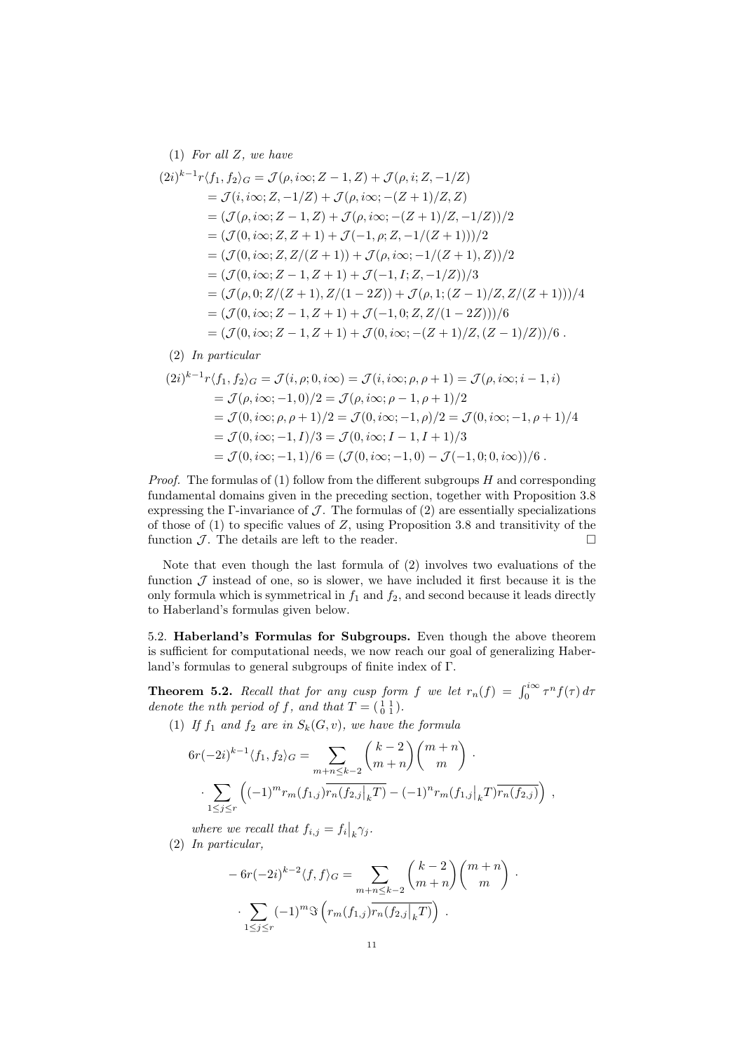(1) *For all $Z$, we have*

$$
\begin{aligned}
(2i)^{k-1}r\langle f_1,f_2\rangle_G &= \mathcal{J}(\rho,i\infty;Z-1,Z)+\mathcal{J}(\rho,i;Z,-1/Z)\\
&= \mathcal{J}(i,i\infty;Z,-1/Z)+\mathcal{J}(\rho,i\infty;-(Z+1)/Z,Z)\\
&= (\mathcal{J}(\rho,i\infty;Z-1,Z)+\mathcal{J}(\rho,i\infty;-(Z+1)/Z,-1/Z))/2\\
&= (\mathcal{J}(0,i\infty;Z,Z+1)+\mathcal{J}(-1,\rho;Z,-1/(Z+1)))/2\\
&= (\mathcal{J}(0,i\infty;Z,Z/(Z+1))+\mathcal{J}(\rho,i\infty;-1/(Z+1),Z))/2\\
&= (\mathcal{J}(0,i\infty;Z-1,Z+1)+\mathcal{J}(-1,I;Z,-1/Z))/3\\
&= (\mathcal{J}(\rho,0;Z/(Z+1),Z/(1-2Z))+\mathcal{J}(\rho,1;(Z-1)/Z,Z/(Z+1)))/4\\
&= (\mathcal{J}(0,i\infty;Z-1,Z+1)+\mathcal{J}(-1,0;Z,Z/(1-2Z)))/6\\
&= (\mathcal{J}(0,i\infty;Z-1,Z+1)+\mathcal{J}(0,i\infty;-(Z+1)/Z,(Z-1)/Z))/6\ .
\end{aligned}
$$

(2) *In particular*

$$
\begin{aligned}
(2i)^{k-1}r\langle f_1,f_2\rangle_G &= \mathcal{J}(i,\rho;0,i\infty)=\mathcal{J}(i,i\infty;\rho,\rho+1)=\mathcal{J}(\rho,i\infty;i-1,i)\\
&= \mathcal{J}(\rho,i\infty;-1,0)/2=\mathcal{J}(\rho,i\infty;\rho-1,\rho+1)/2\\
&= \mathcal{J}(0,i\infty;\rho,\rho+1)/2=\mathcal{J}(0,i\infty;-1,\rho)/2=\mathcal{J}(0,i\infty;-1,\rho+1)/4\\
&= \mathcal{J}(0,i\infty;-1,I)/3=\mathcal{J}(0,i\infty;I-1,I+1)/3\\
&= \mathcal{J}(0,i\infty;-1,1)/6=(\mathcal{J}(0,i\infty;-1,0)-\mathcal{J}(-1,0;0,i\infty))/6\ .
\end{aligned}
$$

*Proof.* The formulas of (1) follow from the different subgroups $H$ and corresponding fundamental domains given in the preceding section, together with Proposition 3.8 expressing the $\Gamma$-invariance of $\mathcal{J}$. The formulas of (2) are essentially specializations of those of (1) to specific values of $Z$, using Proposition 3.8 and transitivity of the function $\mathcal{J}$. The details are left to the reader. □

Note that even though the last formula of (2) involves two evaluations of the function $\mathcal{J}$ instead of one, so is slower, we have included it first because it is the only formula which is symmetrical in $f_1$ and $f_2$, and second because it leads directly to Haberland's formulas given below.

5.2. **Haberland's Formulas for Subgroups.** Even though the above theorem is sufficient for computational needs, we now reach our goal of generalizing Haberland's formulas to general subgroups of finite index of $\Gamma$.

**Theorem 5.2.** *Recall that for any cusp form $f$ we let $r_n(f)=\int_0^{i\infty}\tau^nf(\tau)\,d\tau$ denote the $n$th period of $f$, and that $T=\left(\begin{smallmatrix}1&1\\0&1\end{smallmatrix}\right)$.*

(1) *If $f_1$ and $f_2$ are in $S_k(G,v)$, we have the formula*

$$
6r(-2i)^{k-1}\langle f_1,f_2\rangle_G=\sum_{m+n\le k-2}\binom{k-2}{m+n}\binom{m+n}{m}\cdot
$$
$$
\cdot\sum_{1\le j\le r}\left((-1)^mr_m(f_{1,j})\overline{r_n(f_{2,j}\big|_kT)}-(-1)^nr_m(f_{1,j}\big|_kT)\overline{r_n(f_{2,j})}\right)\ ,
$$

*where we recall that $f_{i,j}=f_i\big|_k\gamma_j$.*

(2) *In particular,*

$$
-6r(-2i)^{k-2}\langle f,f\rangle_G=\sum_{m+n\le k-2}\binom{k-2}{m+n}\binom{m+n}{m}\cdot
$$
$$
\cdot\sum_{1\le j\le r}(-1)^m\Im\left(r_m(f_{1,j})\overline{r_n(f_{2,j}\big|_kT)}\right)\ .
$$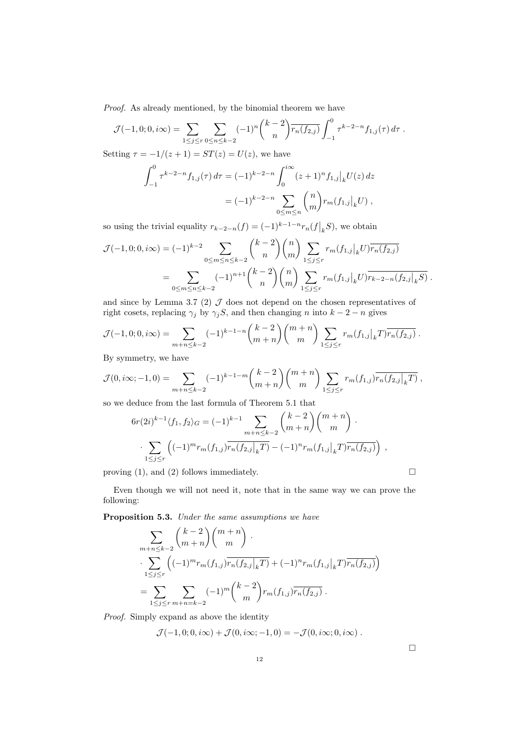*Proof.* As already mentioned, by the binomial theorem we have

$$\mathcal{J}(-1,0;0,i\infty) = \sum_{1\le j\le r}\sum_{0\le n\le k-2}(-1)^n\binom{k-2}{n}\overline{r_n(f_{2,j})}\int_{-1}^{0}\tau^{k-2-n}f_{1,j}(\tau)\,d\tau\;.$$

Setting $\tau = -1/(z+1) = ST(z) = U(z)$, we have

$$\begin{aligned}\int_{-1}^{0}\tau^{k-2-n}f_{1,j}(\tau)\,d\tau &= (-1)^{k-2-n}\int_{0}^{i\infty}(z+1)^n f_{1,j}\big|_k U(z)\,dz\\ &= (-1)^{k-2-n}\sum_{0\le m\le n}\binom{n}{m}r_m(f_{1,j}\big|_k U)\;,\end{aligned}$$

so using the trivial equality $r_{k-2-n}(f) = (-1)^{k-1-n}r_n(f\big|_k S)$, we obtain

$$\begin{aligned}\mathcal{J}(-1,0;0,i\infty) &= (-1)^{k-2}\sum_{0\le m\le n\le k-2}\binom{k-2}{n}\binom{n}{m}\sum_{1\le j\le r}r_m(f_{1,j}\big|_k U)\overline{r_n(f_{2,j})}\\ &= \sum_{0\le m\le n\le k-2}(-1)^{n+1}\binom{k-2}{n}\binom{n}{m}\sum_{1\le j\le r}r_m(f_{1,j}\big|_k U)\overline{r_{k-2-n}(f_{2,j}\big|_k S)}\;.\end{aligned}$$

and since by Lemma 3.7 (2) $\mathcal{J}$ does not depend on the chosen representatives of right cosets, replacing $\gamma_j$ by $\gamma_j S$, and then changing $n$ into $k-2-n$ gives

$$\mathcal{J}(-1,0;0,i\infty) = \sum_{m+n\le k-2}(-1)^{k-1-n}\binom{k-2}{m+n}\binom{m+n}{m}\sum_{1\le j\le r}r_m(f_{1,j}\big|_k T)\overline{r_n(f_{2,j})}\;.$$

By symmetry, we have

$$\mathcal{J}(0,i\infty;-1,0) = \sum_{m+n\le k-2}(-1)^{k-1-m}\binom{k-2}{m+n}\binom{m+n}{m}\sum_{1\le j\le r}r_m(f_{1,j})\overline{r_n(f_{2,j}\big|_k T)}\;,$$

so we deduce from the last formula of Theorem 5.1 that

$$\begin{aligned}6r(2i)^{k-1}\langle f_1,f_2\rangle_G &= (-1)^{k-1}\sum_{m+n\le k-2}\binom{k-2}{m+n}\binom{m+n}{m}\cdot\\ &\cdot\sum_{1\le j\le r}\left((-1)^m r_m(f_{1,j})\overline{r_n(f_{2,j}\big|_k T)} - (-1)^n r_m(f_{1,j}\big|_k T)\overline{r_n(f_{2,j})}\right)\;,\end{aligned}$$

proving (1), and (2) follows immediately. $\square$

Even though we will not need it, note that in the same way we can prove the following:

**Proposition 5.3.** *Under the same assumptions we have*

$$\begin{aligned}&\sum_{m+n\le k-2}\binom{k-2}{m+n}\binom{m+n}{m}\cdot\\ &\cdot\sum_{1\le j\le r}\left((-1)^m r_m(f_{1,j})\overline{r_n(f_{2,j}\big|_k T)} + (-1)^n r_m(f_{1,j}\big|_k T)\overline{r_n(f_{2,j})}\right)\\ &= \sum_{1\le j\le r}\sum_{m+n=k-2}(-1)^m\binom{k-2}{m}r_m(f_{1,j})\overline{r_n(f_{2,j})}\;.\end{aligned}$$

*Proof.* Simply expand as above the identity

$$\mathcal{J}(-1,0;0,i\infty) + \mathcal{J}(0,i\infty;-1,0) = -\mathcal{J}(0,i\infty;0,i\infty)\;.$$

$\square$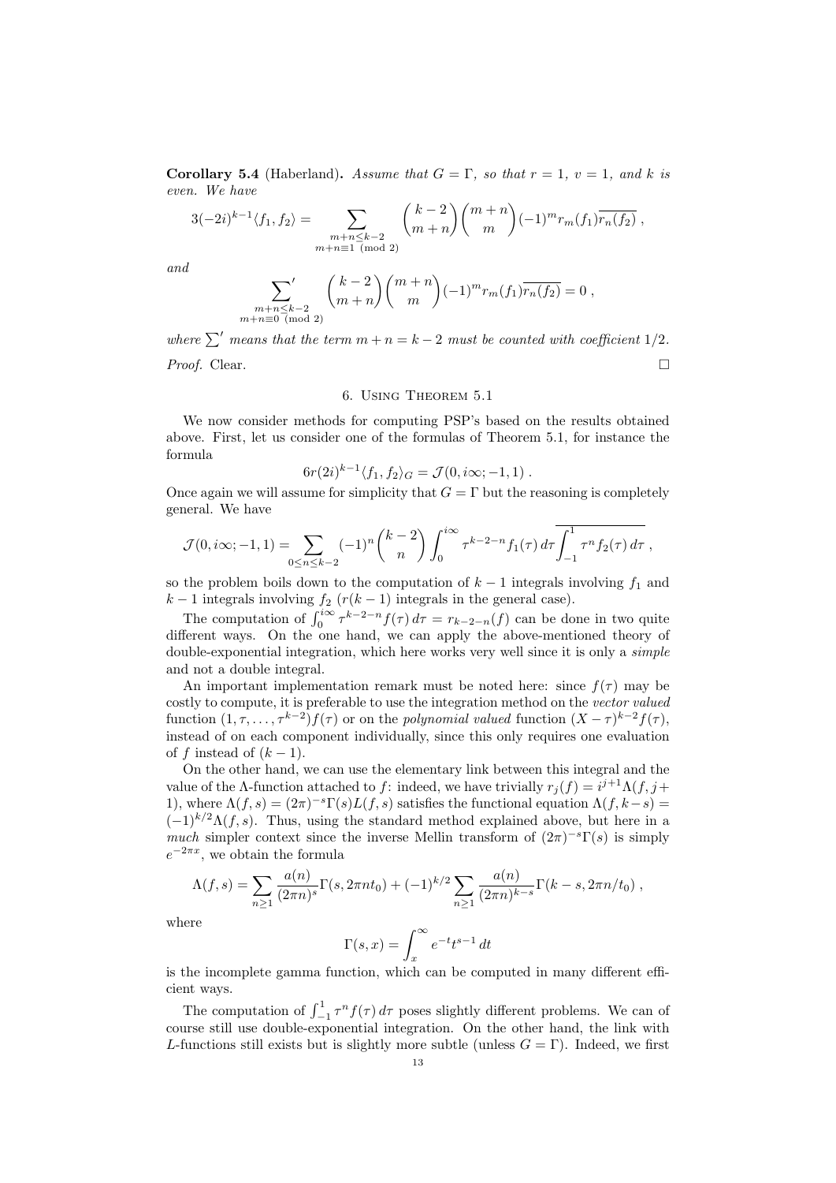**Corollary 5.4** (Haberland)**.** *Assume that $G = \Gamma$, so that $r = 1$, $v = 1$, and $k$ is even. We have*

$$3(-2i)^{k-1}\langle f_1, f_2\rangle = \sum_{\substack{m+n\le k-2\\ m+n\equiv 1 \pmod 2}} \binom{k-2}{m+n}\binom{m+n}{m}(-1)^m r_m(f_1)\overline{r_n(f_2)}\ ,$$

*and*

$$\sideset{}{'}\sum_{\substack{m+n\le k-2\\ m+n\equiv 0 \pmod 2}} \binom{k-2}{m+n}\binom{m+n}{m}(-1)^m r_m(f_1)\overline{r_n(f_2)} = 0\ ,$$

*where $\sum'$ means that the term $m+n = k-2$ must be counted with coefficient $1/2$.*

*Proof.* Clear. $\square$

## 6. Using Theorem 5.1

We now consider methods for computing PSP's based on the results obtained above. First, let us consider one of the formulas of Theorem 5.1, for instance the formula

$$6r(2i)^{k-1}\langle f_1, f_2\rangle_G = \mathcal{J}(0, i\infty; -1, 1)\ .$$

Once again we will assume for simplicity that $G = \Gamma$ but the reasoning is completely general. We have

$$\mathcal{J}(0, i\infty; -1, 1) = \sum_{0\le n\le k-2} (-1)^n\binom{k-2}{n}\int_0^{i\infty}\tau^{k-2-n}f_1(\tau)\,d\tau\,\overline{\int_{-1}^{1}\tau^n f_2(\tau)\,d\tau}\ ,$$

so the problem boils down to the computation of $k-1$ integrals involving $f_1$ and $k-1$ integrals involving $f_2$ ($r(k-1)$ integrals in the general case).

The computation of $\int_0^{i\infty}\tau^{k-2-n}f(\tau)\,d\tau = r_{k-2-n}(f)$ can be done in two quite different ways. On the one hand, we can apply the above-mentioned theory of double-exponential integration, which here works very well since it is only a *simple* and not a double integral.

An important implementation remark must be noted here: since $f(\tau)$ may be costly to compute, it is preferable to use the integration method on the *vector valued* function $(1, \tau, \dots, \tau^{k-2})f(\tau)$ or on the *polynomial valued* function $(X-\tau)^{k-2}f(\tau)$, instead of on each component individually, since this only requires one evaluation of $f$ instead of $(k-1)$.

On the other hand, we can use the elementary link between this integral and the value of the $\Lambda$-function attached to $f$: indeed, we have trivially $r_j(f) = i^{j+1}\Lambda(f, j+1)$, where $\Lambda(f,s) = (2\pi)^{-s}\Gamma(s)L(f,s)$ satisfies the functional equation $\Lambda(f, k-s) = (-1)^{k/2}\Lambda(f,s)$. Thus, using the standard method explained above, but here in a *much* simpler context since the inverse Mellin transform of $(2\pi)^{-s}\Gamma(s)$ is simply $e^{-2\pi x}$, we obtain the formula

$$\Lambda(f,s) = \sum_{n\ge 1}\frac{a(n)}{(2\pi n)^s}\Gamma(s, 2\pi n t_0) + (-1)^{k/2}\sum_{n\ge 1}\frac{a(n)}{(2\pi n)^{k-s}}\Gamma(k-s, 2\pi n/t_0)\ ,$$

where

$$\Gamma(s,x) = \int_x^{\infty} e^{-t}t^{s-1}\,dt$$

is the incomplete gamma function, which can be computed in many different efficient ways.

The computation of $\int_{-1}^{1}\tau^n f(\tau)\,d\tau$ poses slightly different problems. We can of course still use double-exponential integration. On the other hand, the link with $L$-functions still exists but is slightly more subtle (unless $G = \Gamma$). Indeed, we first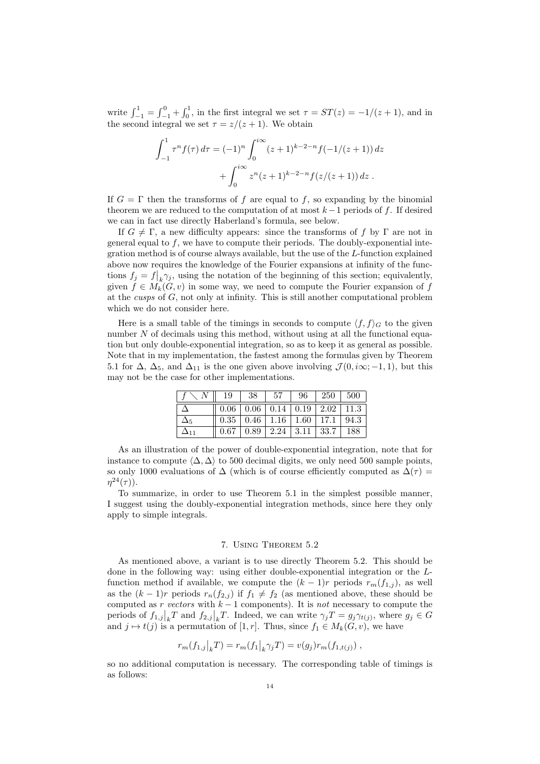write $\int_{-1}^{1} = \int_{-1}^{0} + \int_{0}^{1}$, in the first integral we set $\tau = ST(z) = -1/(z+1)$, and in the second integral we set $\tau = z/(z+1)$. We obtain

$$\int_{-1}^{1} \tau^n f(\tau)\,d\tau = (-1)^n \int_0^{i\infty} (z+1)^{k-2-n} f(-1/(z+1))\,dz + \int_0^{i\infty} z^n (z+1)^{k-2-n} f(z/(z+1))\,dz\;.$$

If $G = \Gamma$ then the transforms of $f$ are equal to $f$, so expanding by the binomial theorem we are reduced to the computation of at most $k-1$ periods of $f$. If desired we can in fact use directly Haberland's formula, see below.

If $G \neq \Gamma$, a new difficulty appears: since the transforms of $f$ by $\Gamma$ are not in general equal to $f$, we have to compute their periods. The doubly-exponential integration method is of course always available, but the use of the $L$-function explained above now requires the knowledge of the Fourier expansions at infinity of the functions $f_j = f\big|_k\gamma_j$, using the notation of the beginning of this section; equivalently, given $f \in M_k(G, v)$ in some way, we need to compute the Fourier expansion of $f$ at the *cusps* of $G$, not only at infinity. This is still another computational problem which we do not consider here.

Here is a small table of the timings in seconds to compute $\langle f, f\rangle_G$ to the given number $N$ of decimals using this method, without using at all the functional equation but only double-exponential integration, so as to keep it as general as possible. Note that in my implementation, the fastest among the formulas given by Theorem 5.1 for $\Delta$, $\Delta_5$, and $\Delta_{11}$ is the one given above involving $\mathcal{J}(0, i\infty; -1, 1)$, but this may not be the case for other implementations.

| $f \setminus N$ | 19 | 38 | 57 | 96 | 250 | 500 |
|---|---|---|---|---|---|---|
| $\Delta$ | 0.06 | 0.06 | 0.14 | 0.19 | 2.02 | 11.3 |
| $\Delta_5$ | 0.35 | 0.46 | 1.16 | 1.60 | 17.1 | 94.3 |
| $\Delta_{11}$ | 0.67 | 0.89 | 2.24 | 3.11 | 33.7 | 188 |

As an illustration of the power of double-exponential integration, note that for instance to compute $\langle \Delta, \Delta\rangle$ to 500 decimal digits, we only need 500 sample points, so only 1000 evaluations of $\Delta$ (which is of course efficiently computed as $\Delta(\tau) = \eta^{24}(\tau)$).

To summarize, in order to use Theorem 5.1 in the simplest possible manner, I suggest using the doubly-exponential integration methods, since here they only apply to simple integrals.

## 7. Using Theorem 5.2

As mentioned above, a variant is to use directly Theorem 5.2. This should be done in the following way: using either double-exponential integration or the $L$-function method if available, we compute the $(k-1)r$ periods $r_m(f_{1,j})$, as well as the $(k-1)r$ periods $r_n(f_{2,j})$ if $f_1 \neq f_2$ (as mentioned above, these should be computed as $r$ *vectors* with $k-1$ components). It is *not* necessary to compute the periods of $f_{1,j}\big|_k T$ and $f_{2,j}\big|_k T$. Indeed, we can write $\gamma_j T = g_j \gamma_{t(j)}$, where $g_j \in G$ and $j \mapsto t(j)$ is a permutation of $[1, r]$. Thus, since $f_1 \in M_k(G, v)$, we have

$$r_m(f_{1,j}\big|_k T) = r_m(f_1\big|_k \gamma_j T) = v(g_j) r_m(f_{1,t(j)})\;,$$

so no additional computation is necessary. The corresponding table of timings is as follows: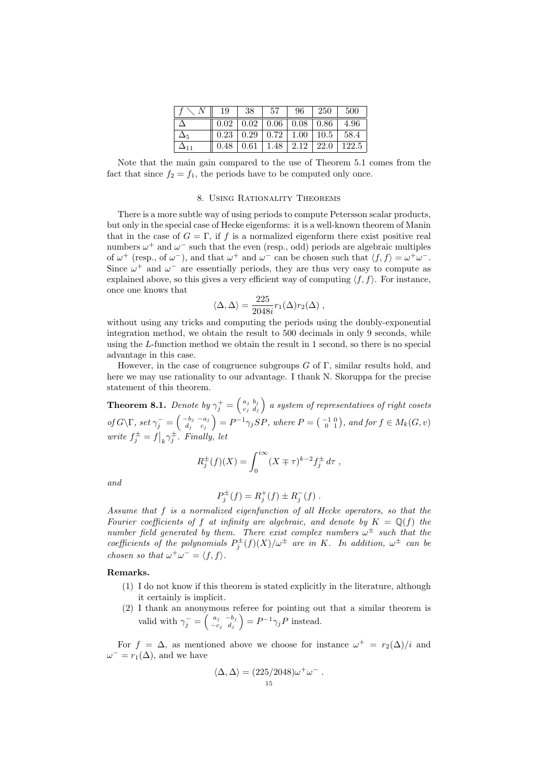| $f \setminus N$ | 19 | 38 | 57 | 96 | 250 | 500 |
|---|---|---|---|---|---|---|
| $\Delta$ | 0.02 | 0.02 | 0.06 | 0.08 | 0.86 | 4.96 |
| $\Delta_5$ | 0.23 | 0.29 | 0.72 | 1.00 | 10.5 | 58.4 |
| $\Delta_{11}$ | 0.48 | 0.61 | 1.48 | 2.12 | 22.0 | 122.5 |

Note that the main gain compared to the use of Theorem 5.1 comes from the fact that since $f_2 = f_1$, the periods have to be computed only once.

## 8. Using Rationality Theorems

There is a more subtle way of using periods to compute Petersson scalar products, but only in the special case of Hecke eigenforms: it is a well-known theorem of Manin that in the case of $G = \Gamma$, if $f$ is a normalized eigenform there exist positive real numbers $\omega^+$ and $\omega^-$ such that the even (resp., odd) periods are algebraic multiples of $\omega^+$ (resp., of $\omega^-$), and that $\omega^+$ and $\omega^-$ can be chosen such that $\langle f, f\rangle = \omega^+\omega^-$. Since $\omega^+$ and $\omega^-$ are essentially periods, they are thus very easy to compute as explained above, so this gives a very efficient way of computing $\langle f, f\rangle$. For instance, once one knows that

$$\langle \Delta, \Delta\rangle = \frac{225}{2048i} r_1(\Delta) r_2(\Delta)\ ,$$

without using any tricks and computing the periods using the doubly-exponential integration method, we obtain the result to 500 decimals in only 9 seconds, while using the $L$-function method we obtain the result in 1 second, so there is no special advantage in this case.

However, in the case of congruence subgroups $G$ of $\Gamma$, similar results hold, and here we may use rationality to our advantage. I thank N. Skoruppa for the precise statement of this theorem.

**Theorem 8.1.** *Denote by $\gamma_j^+ = \begin{pmatrix} a_j & b_j \\ c_j & d_j \end{pmatrix}$ a system of representatives of right cosets of $G\backslash\Gamma$, set $\gamma_j^- = \begin{pmatrix} -b_j & -a_j \\ d_j & c_j \end{pmatrix} = P^{-1}\gamma_j S P$, where $P = \begin{pmatrix} -1 & 0 \\ 0 & 1 \end{pmatrix}$, and for $f \in M_k(G, v)$ write $f_j^\pm = f\big|_k \gamma_j^\pm$. Finally, let*

$$R_j^\pm(f)(X) = \int_0^{i\infty} (X \mp \tau)^{k-2} f_j^\pm \, d\tau\ ,$$

*and*

$$P_j^\pm(f) = R_j^+(f) \pm R_j^-(f)\ .$$

*Assume that $f$ is a normalized eigenfunction of all Hecke operators, so that the Fourier coefficients of $f$ at infinity are algebraic, and denote by $K = \mathbb{Q}(f)$ the number field generated by them. There exist complex numbers $\omega^\pm$ such that the coefficients of the polynomials $P_j^\pm(f)(X)/\omega^\pm$ are in $K$. In addition, $\omega^\pm$ can be chosen so that $\omega^+\omega^- = \langle f, f\rangle$.*

**Remarks.**

1. I do not know if this theorem is stated explicitly in the literature, although it certainly is implicit.
2. I thank an anonymous referee for pointing out that a similar theorem is valid with $\gamma_j^- = \begin{pmatrix} a_j & -b_j \\ -c_j & d_j \end{pmatrix} = P^{-1}\gamma_j P$ instead.

For $f = \Delta$, as mentioned above we choose for instance $\omega^+ = r_2(\Delta)/i$ and $\omega^- = r_1(\Delta)$, and we have

$$\langle \Delta, \Delta\rangle = (225/2048)\omega^+\omega^-\ .$$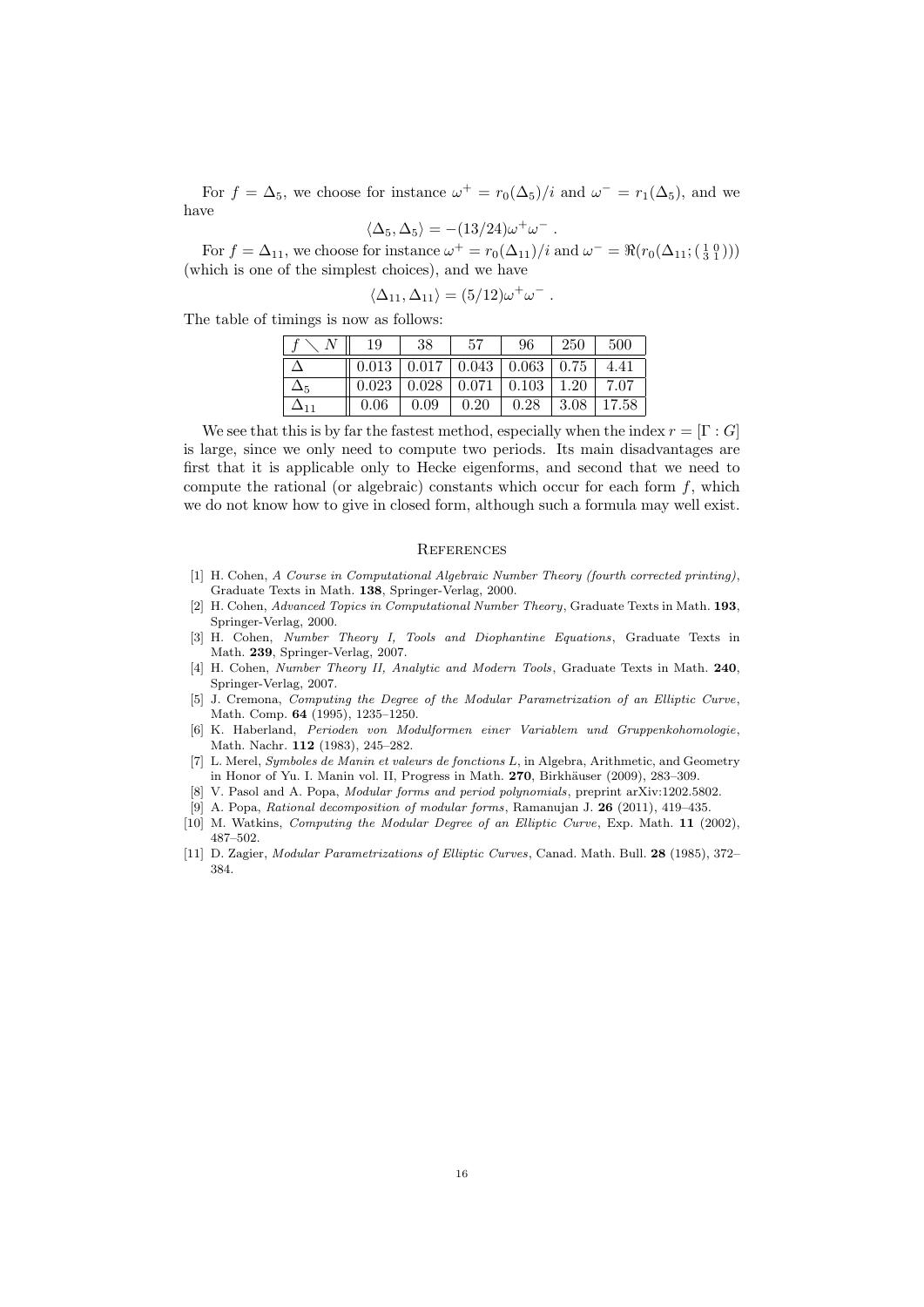For $f = \Delta_5$, we choose for instance $\omega^+ = r_0(\Delta_5)/i$ and $\omega^- = r_1(\Delta_5)$, and we have

$$\langle \Delta_5, \Delta_5 \rangle = -(13/24)\omega^+\omega^- \ .$$

For $f = \Delta_{11}$, we choose for instance $\omega^+ = r_0(\Delta_{11})/i$ and $\omega^- = \Re(r_0(\Delta_{11}; (\begin{smallmatrix} 1 & 0 \\ 3 & 1 \end{smallmatrix})))$ (which is one of the simplest choices), and we have

$$\langle \Delta_{11}, \Delta_{11} \rangle = (5/12)\omega^+\omega^- \ .$$

The table of timings is now as follows:

| $f \setminus N$ | 19 | 38 | 57 | 96 | 250 | 500 |
|---|---|---|---|---|---|---|
| $\Delta$ | 0.013 | 0.017 | 0.043 | 0.063 | 0.75 | 4.41 |
| $\Delta_5$ | 0.023 | 0.028 | 0.071 | 0.103 | 1.20 | 7.07 |
| $\Delta_{11}$ | 0.06 | 0.09 | 0.20 | 0.28 | 3.08 | 17.58 |

We see that this is by far the fastest method, especially when the index $r = [\Gamma : G]$ is large, since we only need to compute two periods. Its main disadvantages are first that it is applicable only to Hecke eigenforms, and second that we need to compute the rational (or algebraic) constants which occur for each form $f$, which we do not know how to give in closed form, although such a formula may well exist.

## References

[1] H. Cohen, *A Course in Computational Algebraic Number Theory (fourth corrected printing)*, Graduate Texts in Math. **138**, Springer-Verlag, 2000.

[2] H. Cohen, *Advanced Topics in Computational Number Theory*, Graduate Texts in Math. **193**, Springer-Verlag, 2000.

[3] H. Cohen, *Number Theory I, Tools and Diophantine Equations*, Graduate Texts in Math. **239**, Springer-Verlag, 2007.

[4] H. Cohen, *Number Theory II, Analytic and Modern Tools*, Graduate Texts in Math. **240**, Springer-Verlag, 2007.

[5] J. Cremona, *Computing the Degree of the Modular Parametrization of an Elliptic Curve*, Math. Comp. **64** (1995), 1235–1250.

[6] K. Haberland, *Perioden von Modulformen einer Variablem und Gruppenkohomologie*, Math. Nachr. **112** (1983), 245–282.

[7] L. Merel, *Symboles de Manin et valeurs de fonctions L*, in Algebra, Arithmetic, and Geometry in Honor of Yu. I. Manin vol. II, Progress in Math. **270**, Birkhäuser (2009), 283–309.

[8] V. Pasol and A. Popa, *Modular forms and period polynomials*, preprint arXiv:1202.5802.

[9] A. Popa, *Rational decomposition of modular forms*, Ramanujan J. **26** (2011), 419–435.

[10] M. Watkins, *Computing the Modular Degree of an Elliptic Curve*, Exp. Math. **11** (2002), 487–502.

[11] D. Zagier, *Modular Parametrizations of Elliptic Curves*, Canad. Math. Bull. **28** (1985), 372–384.